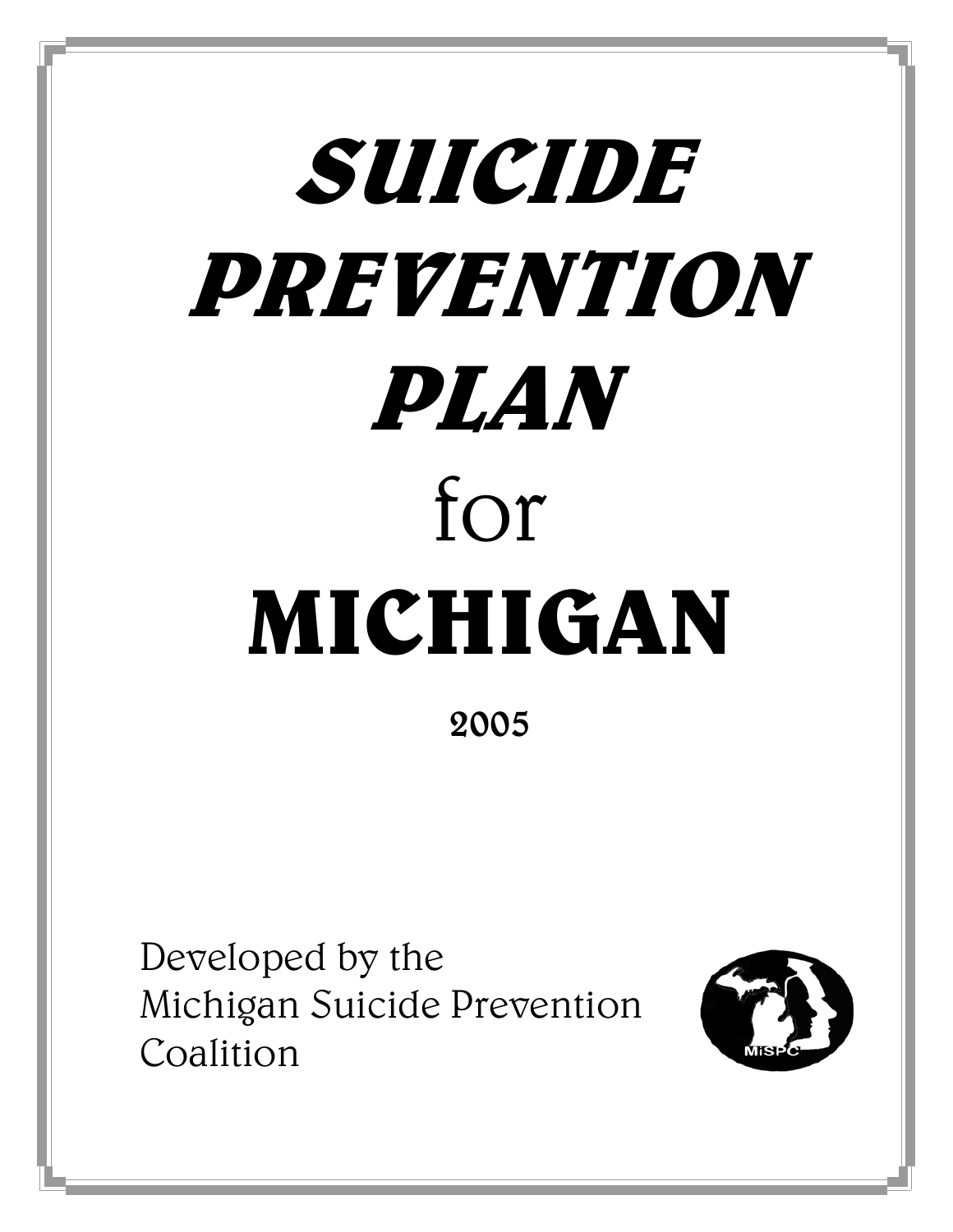# SUICIDE PREVENTION PLAN for MICHIGAN

2005

Developed by the
Michigan Suicide Prevention
Coalition

MiSPC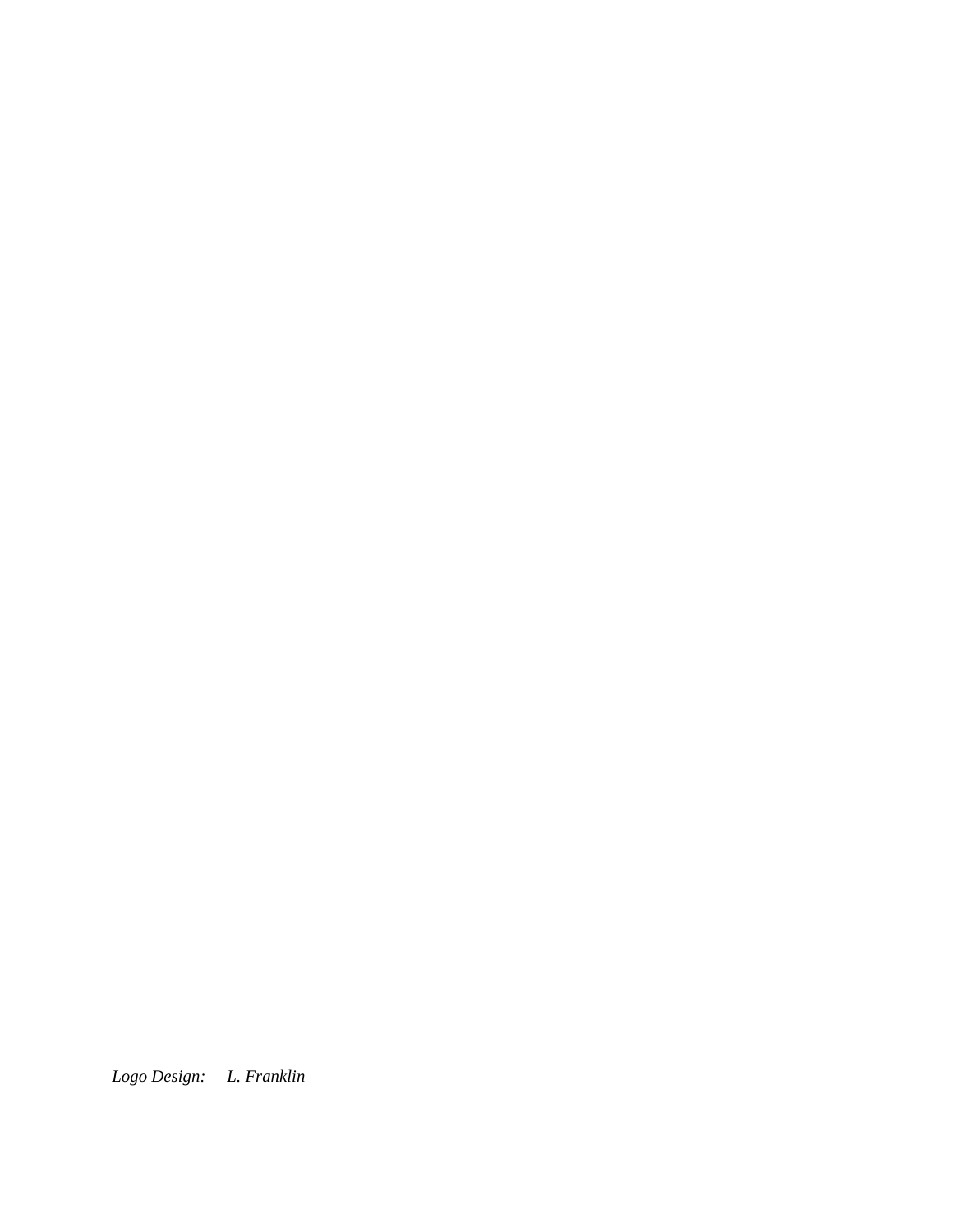*Logo Design:* *L. Franklin*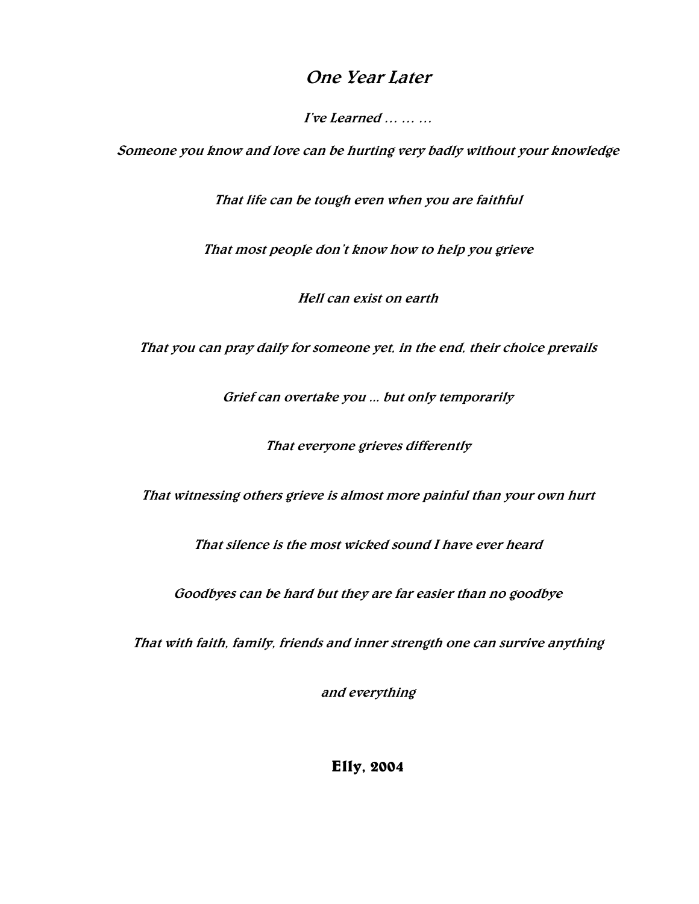# *One Year Later*

*I've Learned … … …*

*Someone you know and love can be hurting very badly without your knowledge*

*That life can be tough even when you are faithful*

*That most people don't know how to help you grieve*

*Hell can exist on earth*

*That you can pray daily for someone yet, in the end, their choice prevails*

*Grief can overtake you ... but only temporarily*

*That everyone grieves differently*

*That witnessing others grieve is almost more painful than your own hurt*

*That silence is the most wicked sound I have ever heard*

*Goodbyes can be hard but they are far easier than no goodbye*

*That with faith, family, friends and inner strength one can survive anything*

*and everything*

**Elly, 2004**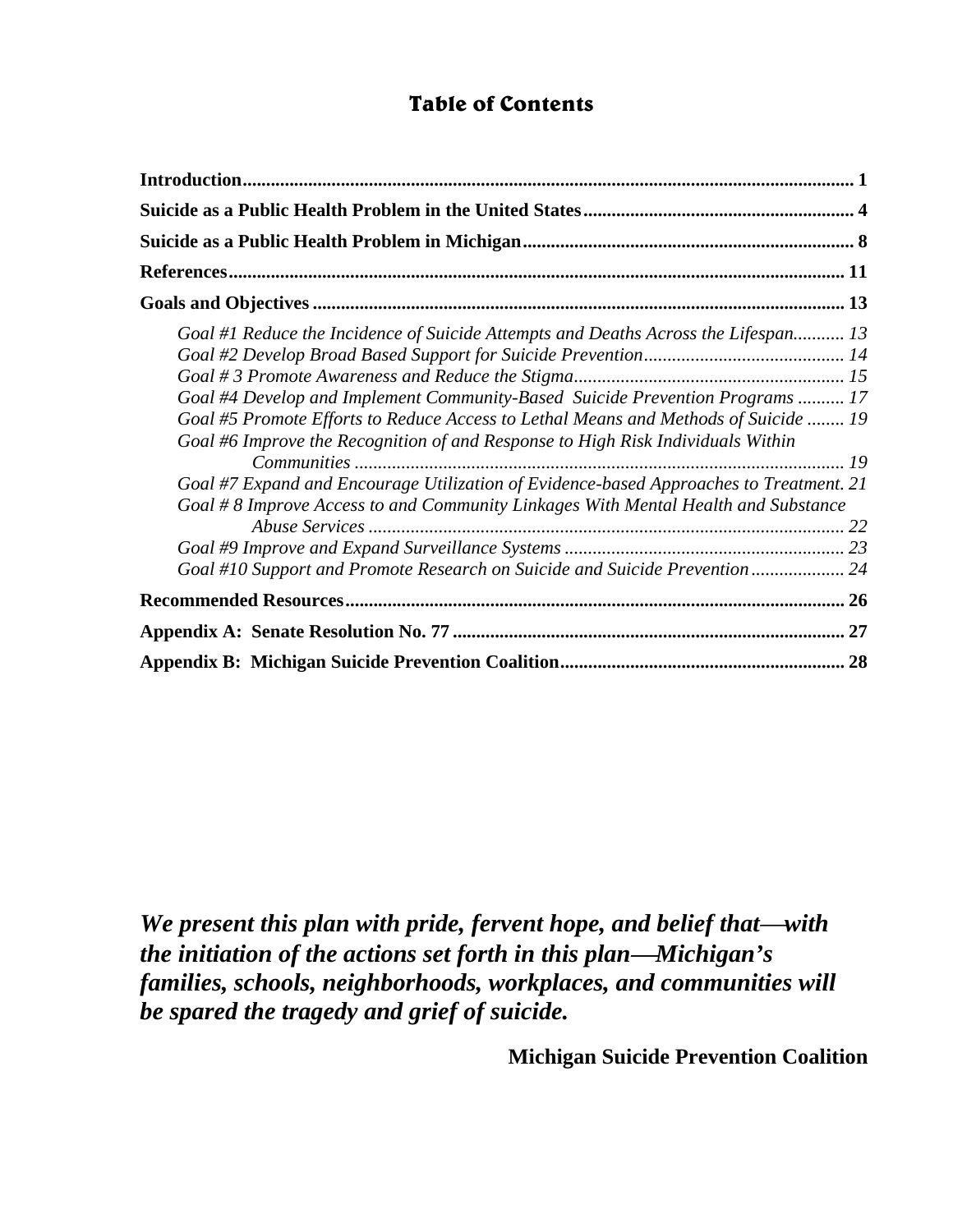# Table of Contents

**Introduction** .......... **1**

**Suicide as a Public Health Problem in the United States** .......... **4**

**Suicide as a Public Health Problem in Michigan** .......... **8**

**References** .......... **11**

**Goals and Objectives** .......... **13**

- *Goal #1 Reduce the Incidence of Suicide Attempts and Deaths Across the Lifespan* .......... *13*
- *Goal #2 Develop Broad Based Support for Suicide Prevention* .......... *14*
- *Goal # 3 Promote Awareness and Reduce the Stigma* .......... *15*
- *Goal #4 Develop and Implement Community-Based Suicide Prevention Programs* .......... *17*
- *Goal #5 Promote Efforts to Reduce Access to Lethal Means and Methods of Suicide* .......... *19*
- *Goal #6 Improve the Recognition of and Response to High Risk Individuals Within Communities* .......... *19*
- *Goal #7 Expand and Encourage Utilization of Evidence-based Approaches to Treatment.* *21*
- *Goal # 8 Improve Access to and Community Linkages With Mental Health and Substance Abuse Services* .......... *22*
- *Goal #9 Improve and Expand Surveillance Systems* .......... *23*
- *Goal #10 Support and Promote Research on Suicide and Suicide Prevention* .......... *24*

**Recommended Resources** .......... **26**

**Appendix A: Senate Resolution No. 77** .......... **27**

**Appendix B: Michigan Suicide Prevention Coalition** .......... **28**

***We present this plan with pride, fervent hope, and belief that—with the initiation of the actions set forth in this plan—Michigan's families, schools, neighborhoods, workplaces, and communities will be spared the tragedy and grief of suicide.***

**Michigan Suicide Prevention Coalition**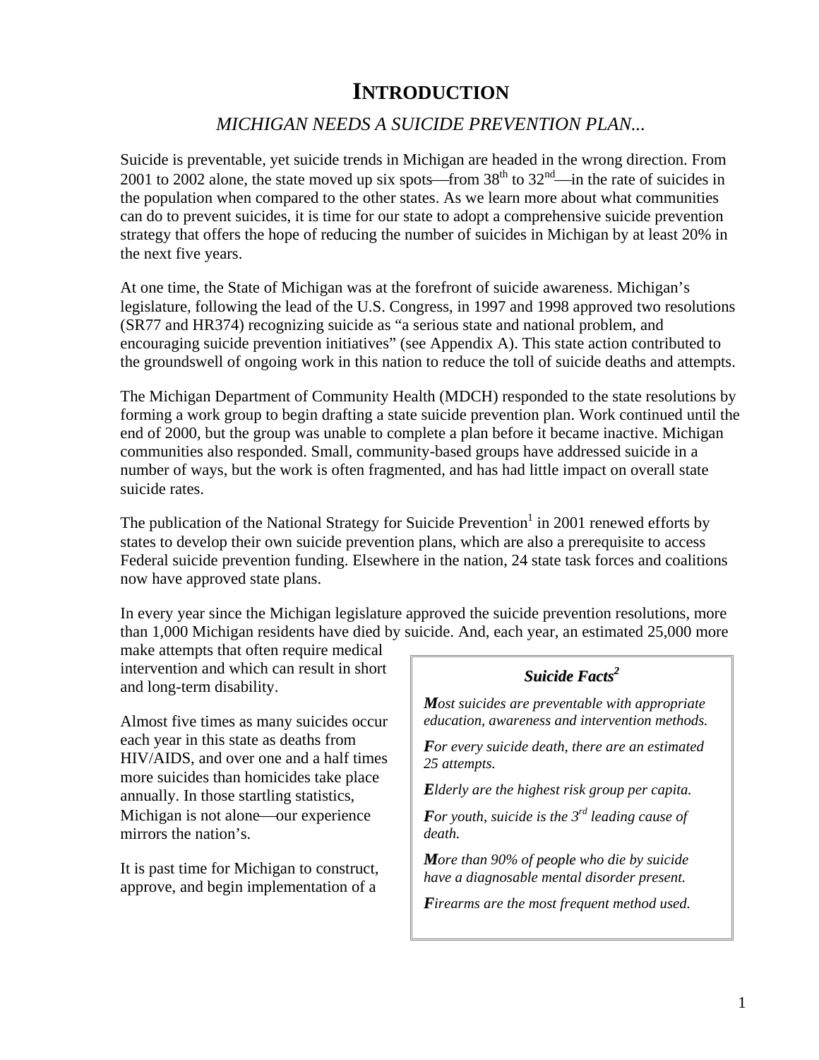# INTRODUCTION

## *MICHIGAN NEEDS A SUICIDE PREVENTION PLAN...*

Suicide is preventable, yet suicide trends in Michigan are headed in the wrong direction. From 2001 to 2002 alone, the state moved up six spots—from 38th to 32nd—in the rate of suicides in the population when compared to the other states. As we learn more about what communities can do to prevent suicides, it is time for our state to adopt a comprehensive suicide prevention strategy that offers the hope of reducing the number of suicides in Michigan by at least 20% in the next five years.

At one time, the State of Michigan was at the forefront of suicide awareness. Michigan's legislature, following the lead of the U.S. Congress, in 1997 and 1998 approved two resolutions (SR77 and HR374) recognizing suicide as "a serious state and national problem, and encouraging suicide prevention initiatives" (see Appendix A). This state action contributed to the groundswell of ongoing work in this nation to reduce the toll of suicide deaths and attempts.

The Michigan Department of Community Health (MDCH) responded to the state resolutions by forming a work group to begin drafting a state suicide prevention plan. Work continued until the end of 2000, but the group was unable to complete a plan before it became inactive. Michigan communities also responded. Small, community-based groups have addressed suicide in a number of ways, but the work is often fragmented, and has had little impact on overall state suicide rates.

The publication of the National Strategy for Suicide Prevention[1] in 2001 renewed efforts by states to develop their own suicide prevention plans, which are also a prerequisite to access Federal suicide prevention funding. Elsewhere in the nation, 24 state task forces and coalitions now have approved state plans.

In every year since the Michigan legislature approved the suicide prevention resolutions, more than 1,000 Michigan residents have died by suicide. And, each year, an estimated 25,000 more make attempts that often require medical intervention and which can result in short and long-term disability.

Almost five times as many suicides occur each year in this state as deaths from HIV/AIDS, and over one and a half times more suicides than homicides take place annually. In those startling statistics, Michigan is not alone—our experience mirrors the nation's.

It is past time for Michigan to construct, approve, and begin implementation of a

> ***Suicide Facts[2]***
>
> ***M**ost suicides are preventable with appropriate education, awareness and intervention methods.*
>
> ***F**or every suicide death, there are an estimated 25 attempts.*
>
> ***E**lderly are the highest risk group per capita.*
>
> ***F**or youth, suicide is the 3rd leading cause of death.*
>
> ***M**ore than 90% of people who die by suicide have a diagnosable mental disorder present.*
>
> ***F**irearms are the most frequent method used.*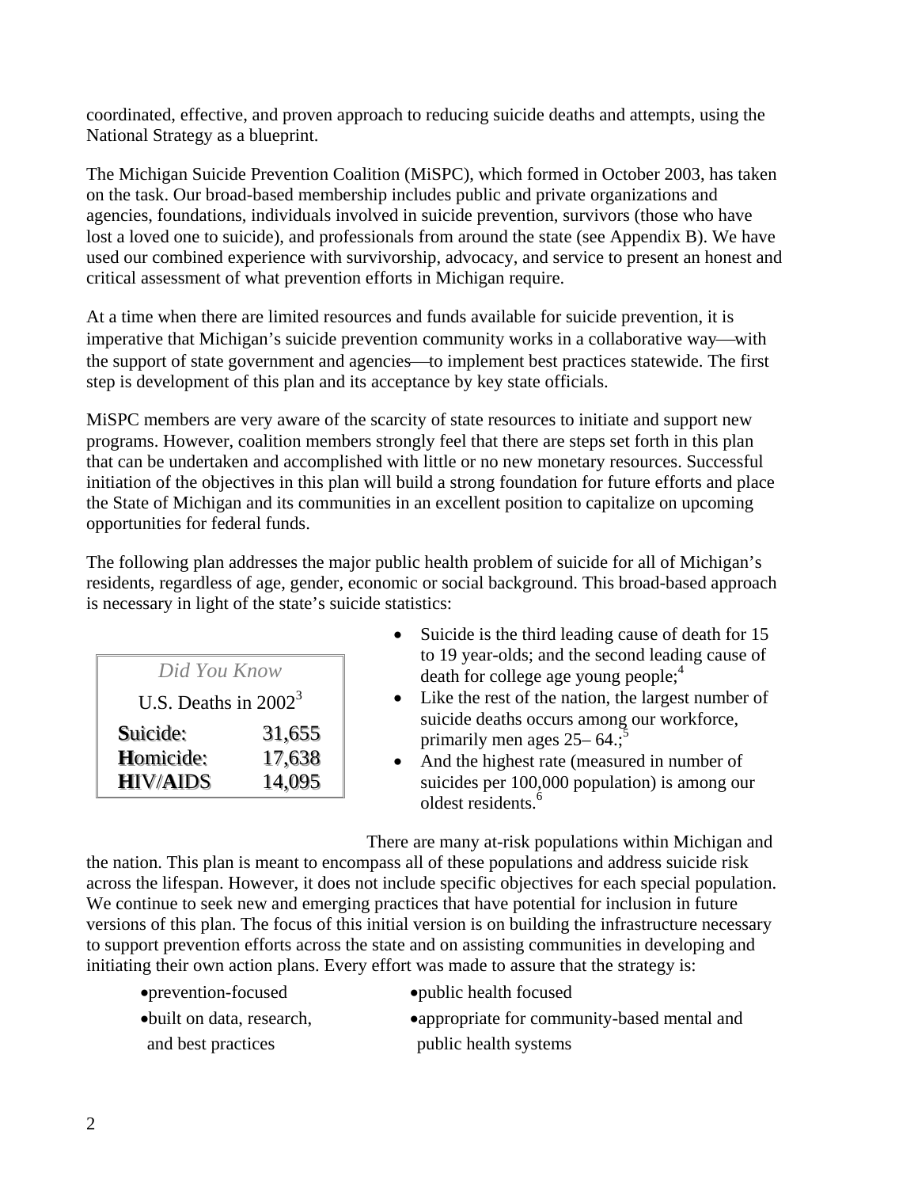coordinated, effective, and proven approach to reducing suicide deaths and attempts, using the National Strategy as a blueprint.

The Michigan Suicide Prevention Coalition (MiSPC), which formed in October 2003, has taken on the task. Our broad-based membership includes public and private organizations and agencies, foundations, individuals involved in suicide prevention, survivors (those who have lost a loved one to suicide), and professionals from around the state (see Appendix B). We have used our combined experience with survivorship, advocacy, and service to present an honest and critical assessment of what prevention efforts in Michigan require.

At a time when there are limited resources and funds available for suicide prevention, it is imperative that Michigan's suicide prevention community works in a collaborative way—with the support of state government and agencies—to implement best practices statewide. The first step is development of this plan and its acceptance by key state officials.

MiSPC members are very aware of the scarcity of state resources to initiate and support new programs. However, coalition members strongly feel that there are steps set forth in this plan that can be undertaken and accomplished with little or no new monetary resources. Successful initiation of the objectives in this plan will build a strong foundation for future efforts and place the State of Michigan and its communities in an excellent position to capitalize on upcoming opportunities for federal funds.

The following plan addresses the major public health problem of suicide for all of Michigan's residents, regardless of age, gender, economic or social background. This broad-based approach is necessary in light of the state's suicide statistics:

- Suicide is the third leading cause of death for 15 to 19 year-olds; and the second leading cause of death for college age young people;[4]
- Like the rest of the nation, the largest number of suicide deaths occurs among our workforce, primarily men ages 25– 64.;[5]
- And the highest rate (measured in number of suicides per 100,000 population) is among our oldest residents.[6]

*Did You Know*

U.S. Deaths in 2002[3]

| | |
|---|---|
| **Suicide:** | **31,655** |
| **Homicide:** | **17,638** |
| **HIV/AIDS** | **14,095** |

There are many at-risk populations within Michigan and the nation. This plan is meant to encompass all of these populations and address suicide risk across the lifespan. However, it does not include specific objectives for each special population. We continue to seek new and emerging practices that have potential for inclusion in future versions of this plan. The focus of this initial version is on building the infrastructure necessary to support prevention efforts across the state and on assisting communities in developing and initiating their own action plans. Every effort was made to assure that the strategy is:

- prevention-focused
- built on data, research, and best practices
- public health focused
- appropriate for community-based mental and public health systems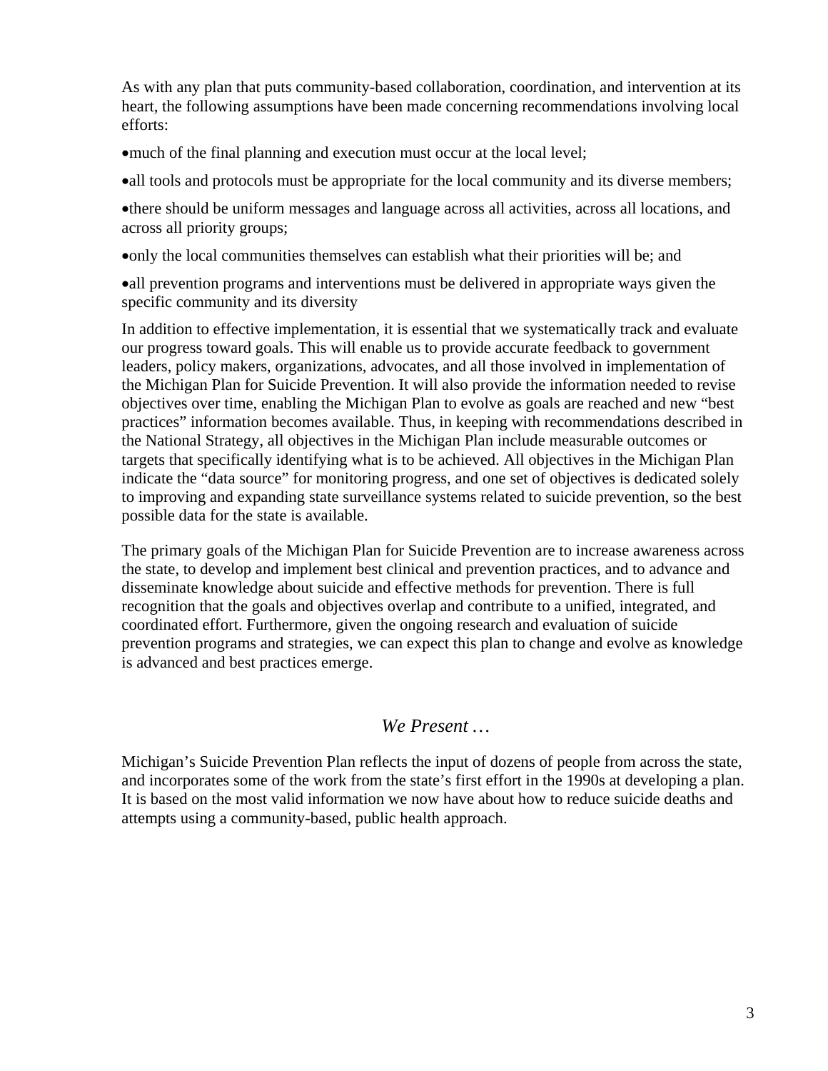As with any plan that puts community-based collaboration, coordination, and intervention at its heart, the following assumptions have been made concerning recommendations involving local efforts:

- much of the final planning and execution must occur at the local level;
- all tools and protocols must be appropriate for the local community and its diverse members;
- there should be uniform messages and language across all activities, across all locations, and across all priority groups;
- only the local communities themselves can establish what their priorities will be; and
- all prevention programs and interventions must be delivered in appropriate ways given the specific community and its diversity

In addition to effective implementation, it is essential that we systematically track and evaluate our progress toward goals. This will enable us to provide accurate feedback to government leaders, policy makers, organizations, advocates, and all those involved in implementation of the Michigan Plan for Suicide Prevention. It will also provide the information needed to revise objectives over time, enabling the Michigan Plan to evolve as goals are reached and new "best practices" information becomes available. Thus, in keeping with recommendations described in the National Strategy, all objectives in the Michigan Plan include measurable outcomes or targets that specifically identifying what is to be achieved. All objectives in the Michigan Plan indicate the "data source" for monitoring progress, and one set of objectives is dedicated solely to improving and expanding state surveillance systems related to suicide prevention, so the best possible data for the state is available.

The primary goals of the Michigan Plan for Suicide Prevention are to increase awareness across the state, to develop and implement best clinical and prevention practices, and to advance and disseminate knowledge about suicide and effective methods for prevention. There is full recognition that the goals and objectives overlap and contribute to a unified, integrated, and coordinated effort. Furthermore, given the ongoing research and evaluation of suicide prevention programs and strategies, we can expect this plan to change and evolve as knowledge is advanced and best practices emerge.

## *We Present …*

Michigan's Suicide Prevention Plan reflects the input of dozens of people from across the state, and incorporates some of the work from the state's first effort in the 1990s at developing a plan. It is based on the most valid information we now have about how to reduce suicide deaths and attempts using a community-based, public health approach.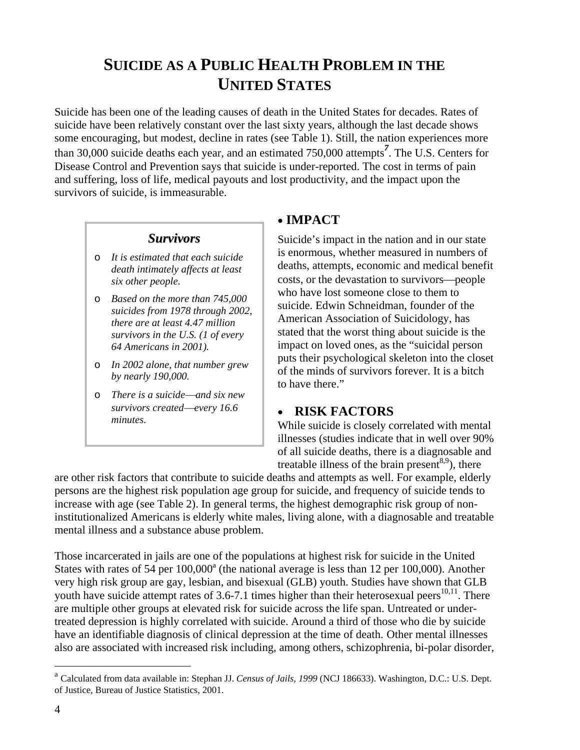# SUICIDE AS A PUBLIC HEALTH PROBLEM IN THE UNITED STATES

Suicide has been one of the leading causes of death in the United States for decades. Rates of suicide have been relatively constant over the last sixty years, although the last decade shows some encouraging, but modest, decline in rates (see Table 1). Still, the nation experiences more than 30,000 suicide deaths each year, and an estimated 750,000 attempts[7]. The U.S. Centers for Disease Control and Prevention says that suicide is under-reported. The cost in terms of pain and suffering, loss of life, medical payouts and lost productivity, and the impact upon the survivors of suicide, is immeasurable.

> ***Survivors***
>
> - *It is estimated that each suicide death intimately affects at least six other people.*
> - *Based on the more than 745,000 suicides from 1978 through 2002, there are at least 4.47 million survivors in the U.S. (1 of every 64 Americans in 2001).*
> - *In 2002 alone, that number grew by nearly 190,000.*
> - *There is a suicide—and six new survivors created—every 16.6 minutes.*

## • IMPACT

Suicide's impact in the nation and in our state is enormous, whether measured in numbers of deaths, attempts, economic and medical benefit costs, or the devastation to survivors—people who have lost someone close to them to suicide. Edwin Schneidman, founder of the American Association of Suicidology, has stated that the worst thing about suicide is the impact on loved ones, as the "suicidal person puts their psychological skeleton into the closet of the minds of survivors forever. It is a bitch to have there."

## • RISK FACTORS

While suicide is closely correlated with mental illnesses (studies indicate that in well over 90% of all suicide deaths, there is a diagnosable and treatable illness of the brain present[8,9]), there are other risk factors that contribute to suicide deaths and attempts as well. For example, elderly persons are the highest risk population age group for suicide, and frequency of suicide tends to increase with age (see Table 2). In general terms, the highest demographic risk group of non-institutionalized Americans is elderly white males, living alone, with a diagnosable and treatable mental illness and a substance abuse problem.

Those incarcerated in jails are one of the populations at highest risk for suicide in the United States with rates of 54 per 100,000[a] (the national average is less than 12 per 100,000). Another very high risk group are gay, lesbian, and bisexual (GLB) youth. Studies have shown that GLB youth have suicide attempt rates of 3.6-7.1 times higher than their heterosexual peers[10,11]. There are multiple other groups at elevated risk for suicide across the life span. Untreated or under-treated depression is highly correlated with suicide. Around a third of those who die by suicide have an identifiable diagnosis of clinical depression at the time of death. Other mental illnesses also are associated with increased risk including, among others, schizophrenia, bi-polar disorder,

---

[a] Calculated from data available in: Stephan JJ. *Census of Jails, 1999* (NCJ 186633). Washington, D.C.: U.S. Dept. of Justice, Bureau of Justice Statistics, 2001.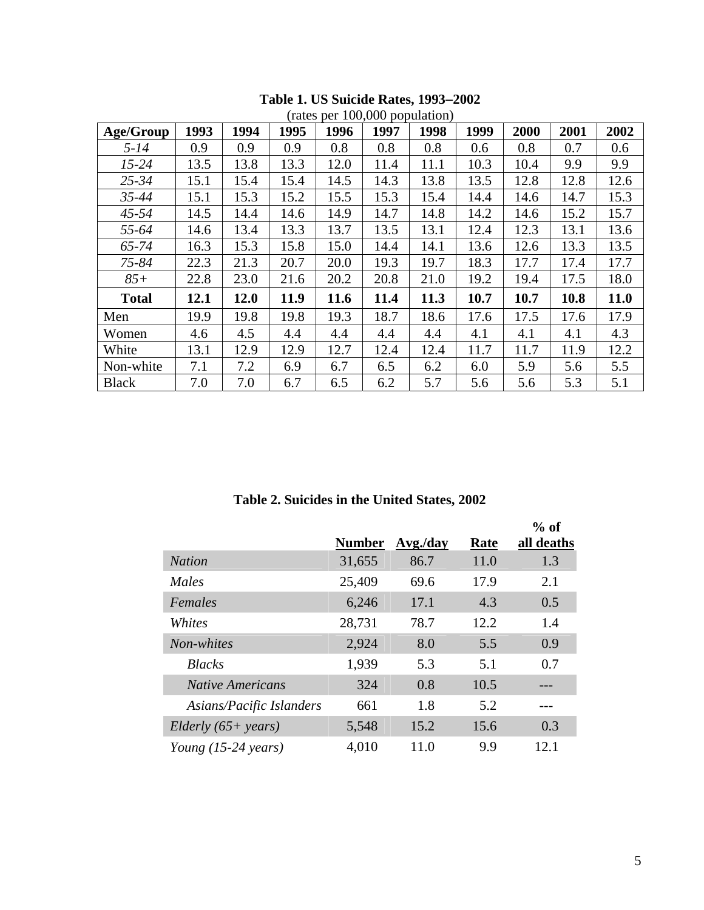**Table 1. US Suicide Rates, 1993–2002**
(rates per 100,000 population)

| Age/Group | 1993 | 1994 | 1995 | 1996 | 1997 | 1998 | 1999 | 2000 | 2001 | 2002 |
|---|---|---|---|---|---|---|---|---|---|---|
| *5-14* | 0.9 | 0.9 | 0.9 | 0.8 | 0.8 | 0.8 | 0.6 | 0.8 | 0.7 | 0.6 |
| *15-24* | 13.5 | 13.8 | 13.3 | 12.0 | 11.4 | 11.1 | 10.3 | 10.4 | 9.9 | 9.9 |
| *25-34* | 15.1 | 15.4 | 15.4 | 14.5 | 14.3 | 13.8 | 13.5 | 12.8 | 12.8 | 12.6 |
| *35-44* | 15.1 | 15.3 | 15.2 | 15.5 | 15.3 | 15.4 | 14.4 | 14.6 | 14.7 | 15.3 |
| *45-54* | 14.5 | 14.4 | 14.6 | 14.9 | 14.7 | 14.8 | 14.2 | 14.6 | 15.2 | 15.7 |
| *55-64* | 14.6 | 13.4 | 13.3 | 13.7 | 13.5 | 13.1 | 12.4 | 12.3 | 13.1 | 13.6 |
| *65-74* | 16.3 | 15.3 | 15.8 | 15.0 | 14.4 | 14.1 | 13.6 | 12.6 | 13.3 | 13.5 |
| *75-84* | 22.3 | 21.3 | 20.7 | 20.0 | 19.3 | 19.7 | 18.3 | 17.7 | 17.4 | 17.7 |
| *85+* | 22.8 | 23.0 | 21.6 | 20.2 | 20.8 | 21.0 | 19.2 | 19.4 | 17.5 | 18.0 |
| **Total** | **12.1** | **12.0** | **11.9** | **11.6** | **11.4** | **11.3** | **10.7** | **10.7** | **10.8** | **11.0** |
| Men | 19.9 | 19.8 | 19.8 | 19.3 | 18.7 | 18.6 | 17.6 | 17.5 | 17.6 | 17.9 |
| Women | 4.6 | 4.5 | 4.4 | 4.4 | 4.4 | 4.4 | 4.1 | 4.1 | 4.1 | 4.3 |
| White | 13.1 | 12.9 | 12.9 | 12.7 | 12.4 | 12.4 | 11.7 | 11.7 | 11.9 | 12.2 |
| Non-white | 7.1 | 7.2 | 6.9 | 6.7 | 6.5 | 6.2 | 6.0 | 5.9 | 5.6 | 5.5 |
| Black | 7.0 | 7.0 | 6.7 | 6.5 | 6.2 | 5.7 | 5.6 | 5.6 | 5.3 | 5.1 |

**Table 2. Suicides in the United States, 2002**

| | Number | Avg./day | Rate | % of all deaths |
|---|---|---|---|---|
| *Nation* | 31,655 | 86.7 | 11.0 | 1.3 |
| *Males* | 25,409 | 69.6 | 17.9 | 2.1 |
| *Females* | 6,246 | 17.1 | 4.3 | 0.5 |
| *Whites* | 28,731 | 78.7 | 12.2 | 1.4 |
| *Non-whites* | 2,924 | 8.0 | 5.5 | 0.9 |
| *Blacks* | 1,939 | 5.3 | 5.1 | 0.7 |
| *Native Americans* | 324 | 0.8 | 10.5 | --- |
| *Asians/Pacific Islanders* | 661 | 1.8 | 5.2 | --- |
| *Elderly (65+ years)* | 5,548 | 15.2 | 15.6 | 0.3 |
| *Young (15-24 years)* | 4,010 | 11.0 | 9.9 | 12.1 |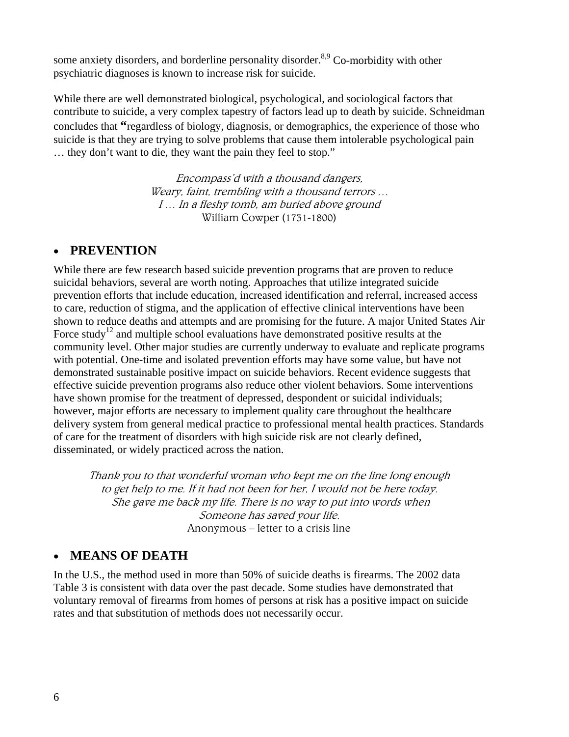some anxiety disorders, and borderline personality disorder.[8,9] Co-morbidity with other psychiatric diagnoses is known to increase risk for suicide.

While there are well demonstrated biological, psychological, and sociological factors that contribute to suicide, a very complex tapestry of factors lead up to death by suicide. Schneidman concludes that "regardless of biology, diagnosis, or demographics, the experience of those who suicide is that they are trying to solve problems that cause them intolerable psychological pain … they don't want to die, they want the pain they feel to stop."

*Encompass'd with a thousand dangers,*
*Weary, faint, trembling with a thousand terrors …*
*I … In a fleshy tomb, am buried above ground*
William Cowper (1731-1800)

- ## PREVENTION

While there are few research based suicide prevention programs that are proven to reduce suicidal behaviors, several are worth noting. Approaches that utilize integrated suicide prevention efforts that include education, increased identification and referral, increased access to care, reduction of stigma, and the application of effective clinical interventions have been shown to reduce deaths and attempts and are promising for the future. A major United States Air Force study[12] and multiple school evaluations have demonstrated positive results at the community level. Other major studies are currently underway to evaluate and replicate programs with potential. One-time and isolated prevention efforts may have some value, but have not demonstrated sustainable positive impact on suicide behaviors. Recent evidence suggests that effective suicide prevention programs also reduce other violent behaviors. Some interventions have shown promise for the treatment of depressed, despondent or suicidal individuals; however, major efforts are necessary to implement quality care throughout the healthcare delivery system from general medical practice to professional mental health practices. Standards of care for the treatment of disorders with high suicide risk are not clearly defined, disseminated, or widely practiced across the nation.

*Thank you to that wonderful woman who kept me on the line long enough to get help to me. If it had not been for her, I would not be here today. She gave me back my life. There is no way to put into words when Someone has saved your life.*
Anonymous – letter to a crisis line

- ## MEANS OF DEATH

In the U.S., the method used in more than 50% of suicide deaths is firearms. The 2002 data Table 3 is consistent with data over the past decade. Some studies have demonstrated that voluntary removal of firearms from homes of persons at risk has a positive impact on suicide rates and that substitution of methods does not necessarily occur.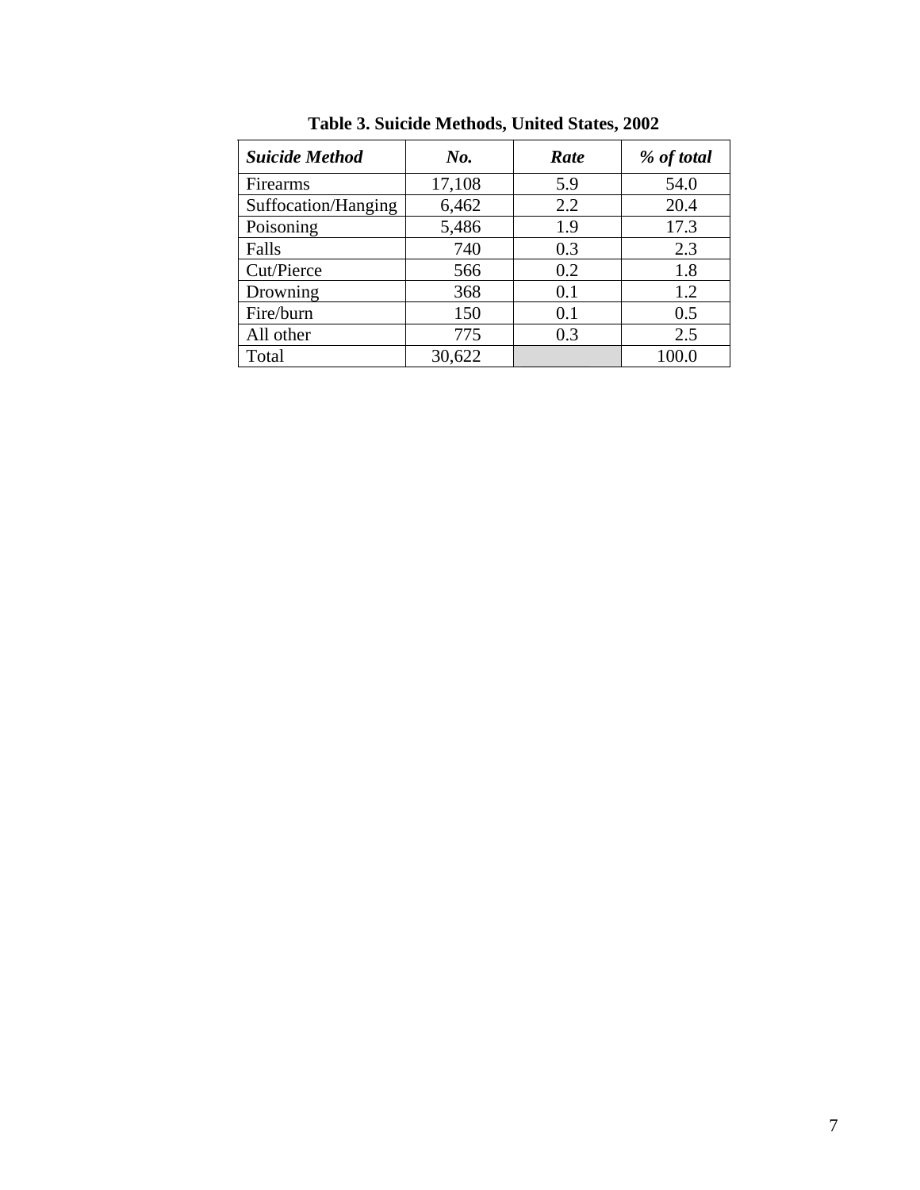**Table 3. Suicide Methods, United States, 2002**

| ***Suicide Method*** | ***No.*** | ***Rate*** | ***% of total*** |
|---|---|---|---|
| Firearms | 17,108 | 5.9 | 54.0 |
| Suffocation/Hanging | 6,462 | 2.2 | 20.4 |
| Poisoning | 5,486 | 1.9 | 17.3 |
| Falls | 740 | 0.3 | 2.3 |
| Cut/Pierce | 566 | 0.2 | 1.8 |
| Drowning | 368 | 0.1 | 1.2 |
| Fire/burn | 150 | 0.1 | 0.5 |
| All other | 775 | 0.3 | 2.5 |
| Total | 30,622 | | 100.0 |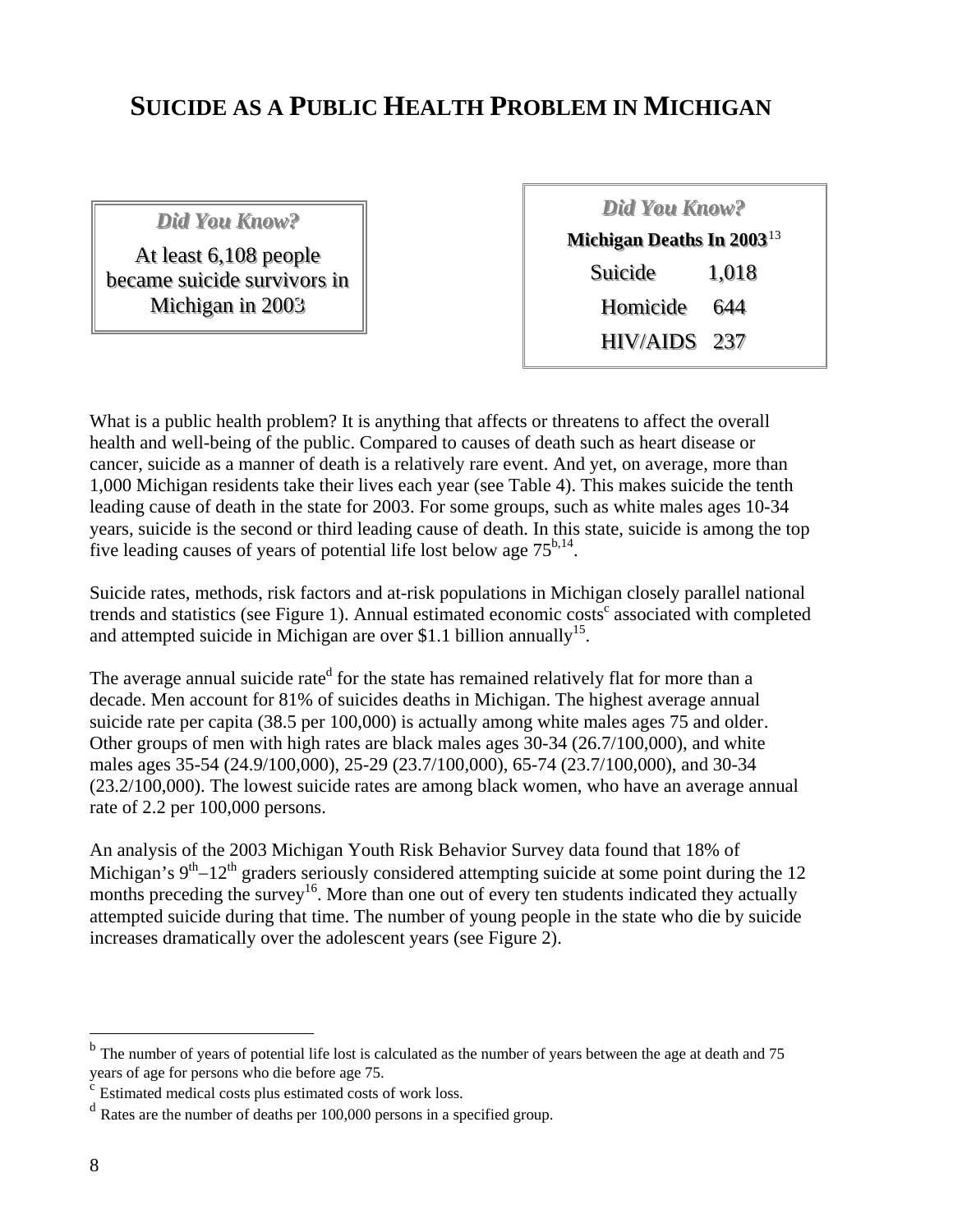# SUICIDE AS A PUBLIC HEALTH PROBLEM IN MICHIGAN

> ***Did You Know?***
>
> At least 6,108 people became suicide survivors in Michigan in 2003

> ***Did You Know?***
>
> **Michigan Deaths In 2003**[13]
>
> | | |
> |---|---|
> | Suicide | 1,018 |
> | Homicide | 644 |
> | HIV/AIDS | 237 |

What is a public health problem? It is anything that affects or threatens to affect the overall health and well-being of the public. Compared to causes of death such as heart disease or cancer, suicide as a manner of death is a relatively rare event. And yet, on average, more than 1,000 Michigan residents take their lives each year (see Table 4). This makes suicide the tenth leading cause of death in the state for 2003. For some groups, such as white males ages 10-34 years, suicide is the second or third leading cause of death. In this state, suicide is among the top five leading causes of years of potential life lost below age 75[b,14].

Suicide rates, methods, risk factors and at-risk populations in Michigan closely parallel national trends and statistics (see Figure 1). Annual estimated economic costs[c] associated with completed and attempted suicide in Michigan are over $1.1 billion annually[15].

The average annual suicide rate[d] for the state has remained relatively flat for more than a decade. Men account for 81% of suicides deaths in Michigan. The highest average annual suicide rate per capita (38.5 per 100,000) is actually among white males ages 75 and older. Other groups of men with high rates are black males ages 30-34 (26.7/100,000), and white males ages 35-54 (24.9/100,000), 25-29 (23.7/100,000), 65-74 (23.7/100,000), and 30-34 (23.2/100,000). The lowest suicide rates are among black women, who have an average annual rate of 2.2 per 100,000 persons.

An analysis of the 2003 Michigan Youth Risk Behavior Survey data found that 18% of Michigan's 9th–12th graders seriously considered attempting suicide at some point during the 12 months preceding the survey[16]. More than one out of every ten students indicated they actually attempted suicide during that time. The number of young people in the state who die by suicide increases dramatically over the adolescent years (see Figure 2).

---

[b] The number of years of potential life lost is calculated as the number of years between the age at death and 75 years of age for persons who die before age 75.

[c] Estimated medical costs plus estimated costs of work loss.

[d] Rates are the number of deaths per 100,000 persons in a specified group.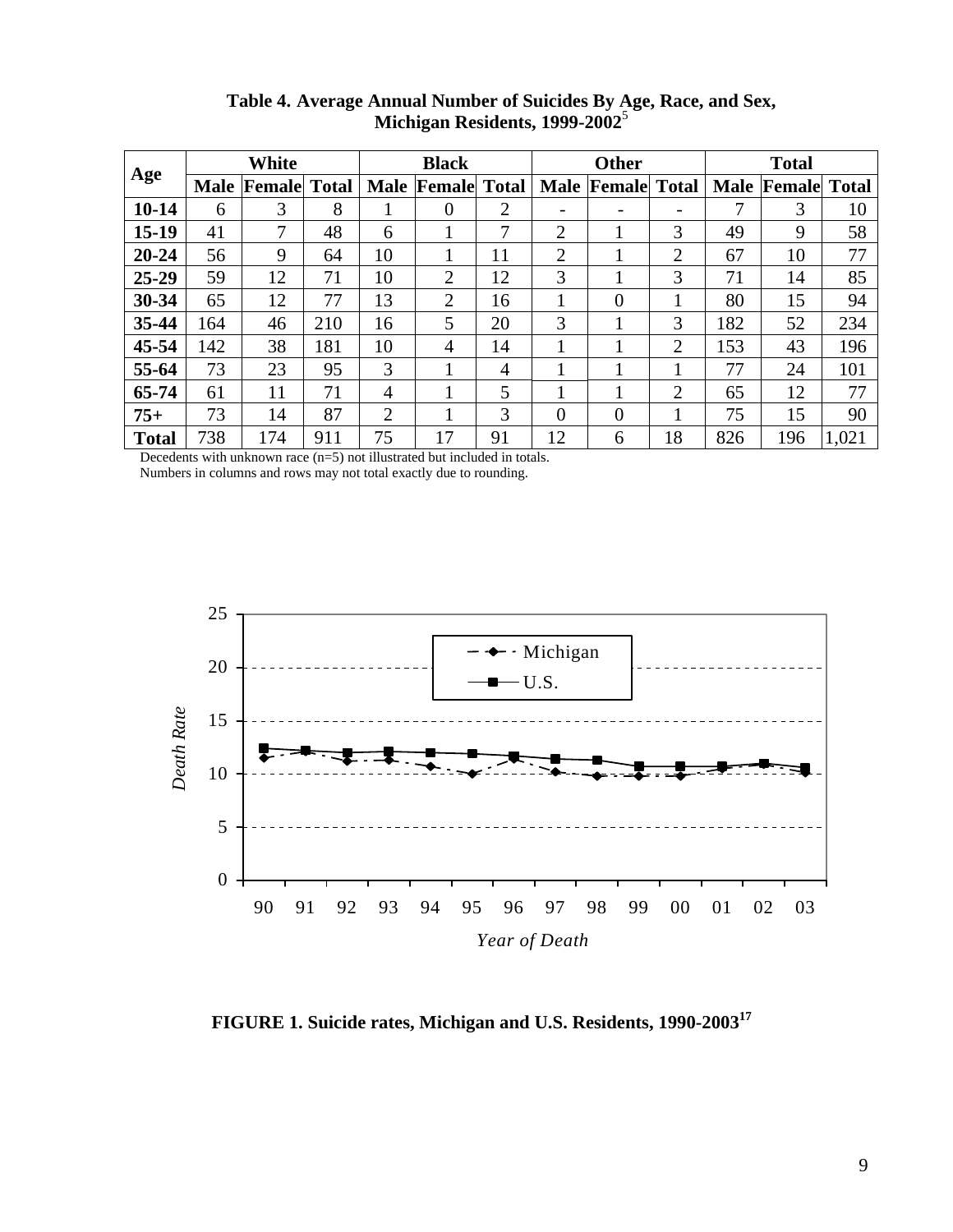**Table 4. Average Annual Number of Suicides By Age, Race, and Sex, Michigan Residents, 1999-2002**[5]

| Age | White | | | Black | | | Other | | | Total | | |
|---|---|---|---|---|---|---|---|---|---|---|---|---|
| | Male | Female | Total | Male | Female | Total | Male | Female | Total | Male | Female | Total |
| 10-14 | 6 | 3 | 8 | 1 | 0 | 2 | - | - | - | 7 | 3 | 10 |
| 15-19 | 41 | 7 | 48 | 6 | 1 | 7 | 2 | 1 | 3 | 49 | 9 | 58 |
| 20-24 | 56 | 9 | 64 | 10 | 1 | 11 | 2 | 1 | 2 | 67 | 10 | 77 |
| 25-29 | 59 | 12 | 71 | 10 | 2 | 12 | 3 | 1 | 3 | 71 | 14 | 85 |
| 30-34 | 65 | 12 | 77 | 13 | 2 | 16 | 1 | 0 | 1 | 80 | 15 | 94 |
| 35-44 | 164 | 46 | 210 | 16 | 5 | 20 | 3 | 1 | 3 | 182 | 52 | 234 |
| 45-54 | 142 | 38 | 181 | 10 | 4 | 14 | 1 | 1 | 2 | 153 | 43 | 196 |
| 55-64 | 73 | 23 | 95 | 3 | 1 | 4 | 1 | 1 | 1 | 77 | 24 | 101 |
| 65-74 | 61 | 11 | 71 | 4 | 1 | 5 | 1 | 1 | 2 | 65 | 12 | 77 |
| 75+ | 73 | 14 | 87 | 2 | 1 | 3 | 0 | 0 | 1 | 75 | 15 | 90 |
| Total | 738 | 174 | 911 | 75 | 17 | 91 | 12 | 6 | 18 | 826 | 196 | 1,021 |

Decedents with unknown race (n=5) not illustrated but included in totals.
Numbers in columns and rows may not total exactly due to rounding.

**FIGURE 1. Suicide rates, Michigan and U.S. Residents, 1990-2003**[17]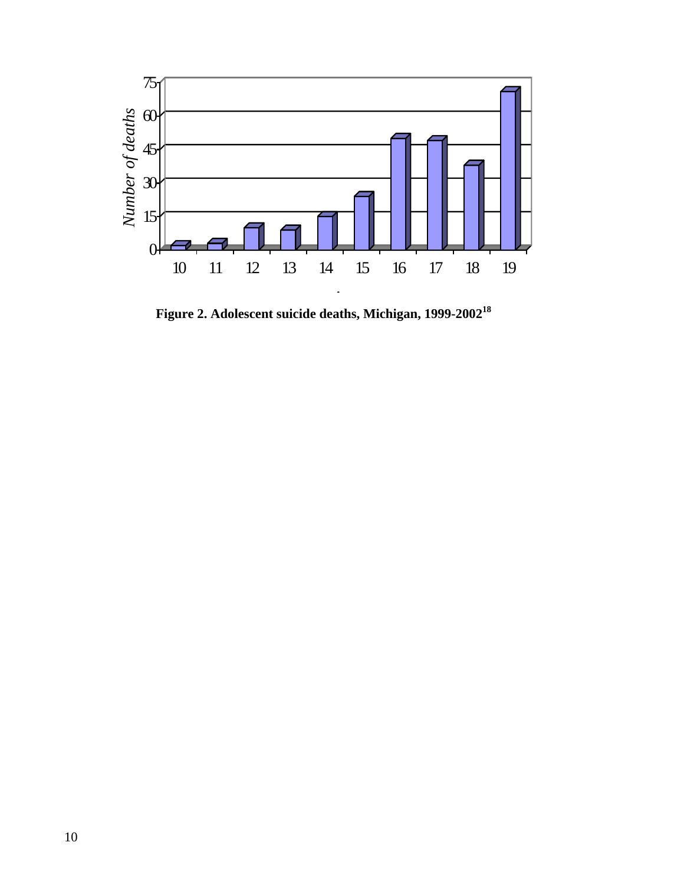Figure 2. Adolescent suicide deaths, Michigan, 1999-2002[18]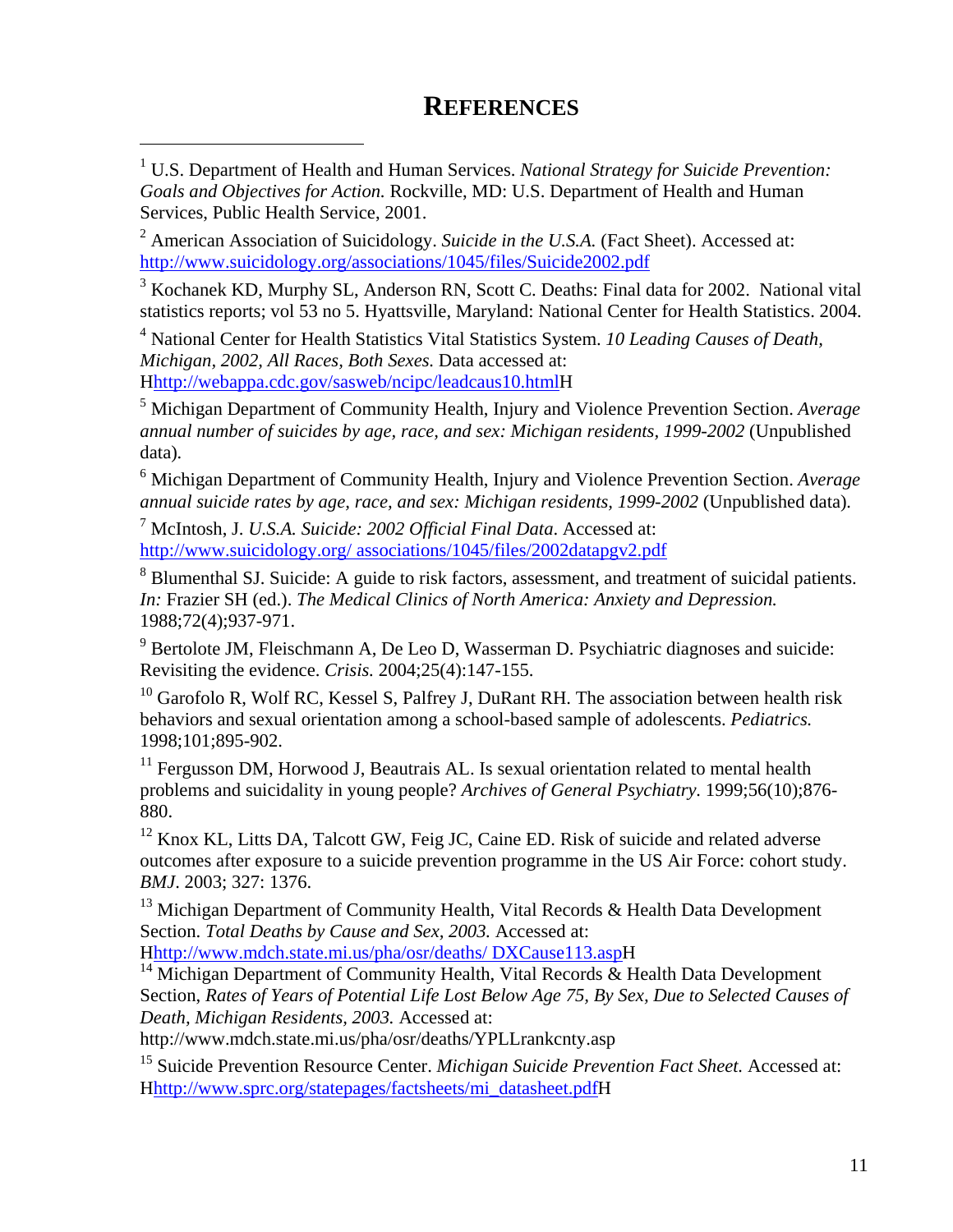# REFERENCES

[1] U.S. Department of Health and Human Services. *National Strategy for Suicide Prevention: Goals and Objectives for Action.* Rockville, MD: U.S. Department of Health and Human Services, Public Health Service, 2001.

[2] American Association of Suicidology. *Suicide in the U.S.A.* (Fact Sheet). Accessed at: http://www.suicidology.org/associations/1045/files/Suicide2002.pdf

[3] Kochanek KD, Murphy SL, Anderson RN, Scott C. Deaths: Final data for 2002. National vital statistics reports; vol 53 no 5. Hyattsville, Maryland: National Center for Health Statistics. 2004.

[4] National Center for Health Statistics Vital Statistics System. *10 Leading Causes of Death, Michigan, 2002, All Races, Both Sexes.* Data accessed at: Hhttp://webappa.cdc.gov/sasweb/ncipc/leadcaus10.htmlH

[5] Michigan Department of Community Health, Injury and Violence Prevention Section. *Average annual number of suicides by age, race, and sex: Michigan residents, 1999-2002* (Unpublished data).

[6] Michigan Department of Community Health, Injury and Violence Prevention Section. *Average annual suicide rates by age, race, and sex: Michigan residents, 1999-2002* (Unpublished data).

[7] McIntosh, J. *U.S.A. Suicide: 2002 Official Final Data*. Accessed at: http://www.suicidology.org/ associations/1045/files/2002datapgv2.pdf

[8] Blumenthal SJ. Suicide: A guide to risk factors, assessment, and treatment of suicidal patients. *In:* Frazier SH (ed.). *The Medical Clinics of North America: Anxiety and Depression.* 1988;72(4);937-971.

[9] Bertolote JM, Fleischmann A, De Leo D, Wasserman D. Psychiatric diagnoses and suicide: Revisiting the evidence. *Crisis.* 2004;25(4):147-155.

[10] Garofolo R, Wolf RC, Kessel S, Palfrey J, DuRant RH. The association between health risk behaviors and sexual orientation among a school-based sample of adolescents. *Pediatrics.* 1998;101;895-902.

[11] Fergusson DM, Horwood J, Beautrais AL. Is sexual orientation related to mental health problems and suicidality in young people? *Archives of General Psychiatry.* 1999;56(10);876-880.

[12] Knox KL, Litts DA, Talcott GW, Feig JC, Caine ED. Risk of suicide and related adverse outcomes after exposure to a suicide prevention programme in the US Air Force: cohort study. *BMJ*. 2003; 327: 1376.

[13] Michigan Department of Community Health, Vital Records & Health Data Development Section. *Total Deaths by Cause and Sex, 2003.* Accessed at: Hhttp://www.mdch.state.mi.us/pha/osr/deaths/ DXCause113.aspH

[14] Michigan Department of Community Health, Vital Records & Health Data Development Section, *Rates of Years of Potential Life Lost Below Age 75, By Sex, Due to Selected Causes of Death, Michigan Residents, 2003.* Accessed at: http://www.mdch.state.mi.us/pha/osr/deaths/YPLLrankcnty.asp

[15] Suicide Prevention Resource Center. *Michigan Suicide Prevention Fact Sheet.* Accessed at: Hhttp://www.sprc.org/statepages/factsheets/mi_datasheet.pdfH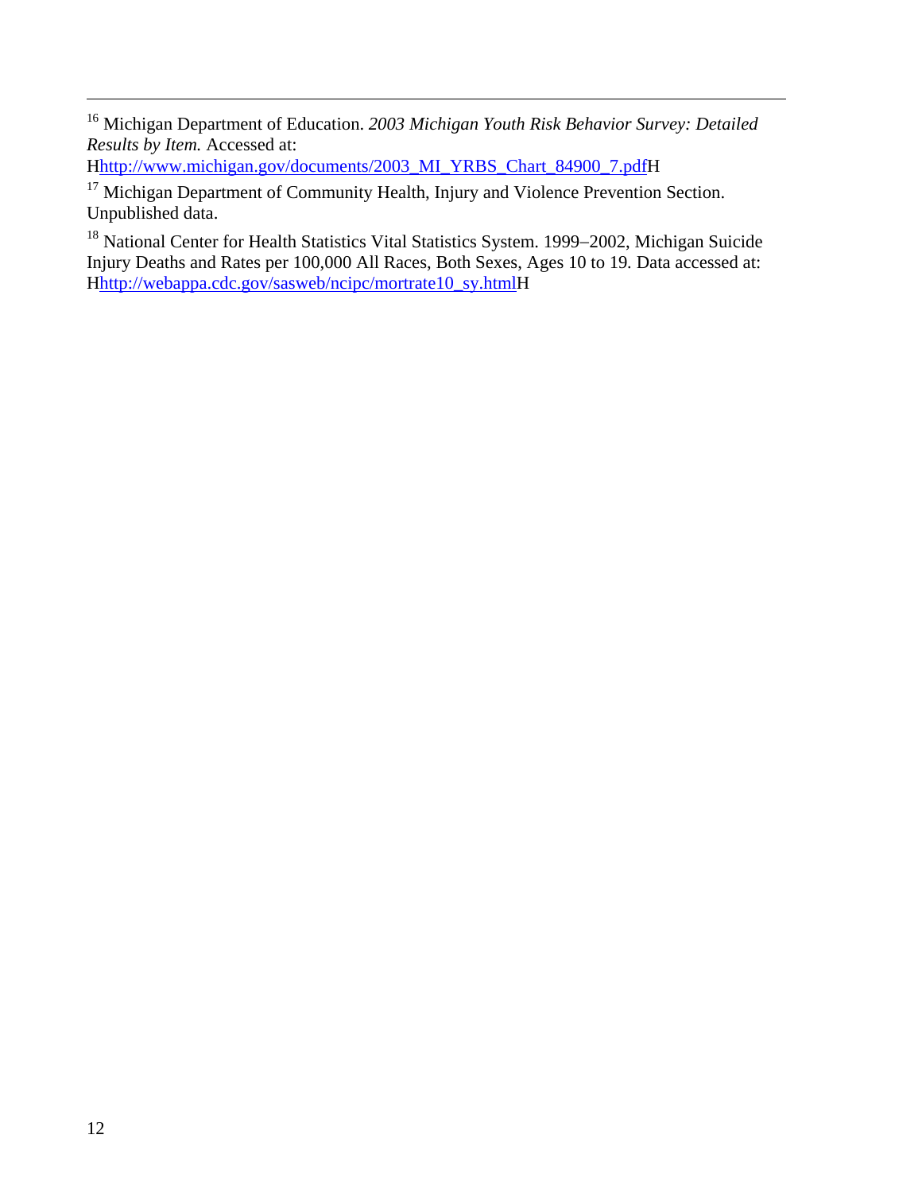---

[16] Michigan Department of Education. *2003 Michigan Youth Risk Behavior Survey: Detailed Results by Item.* Accessed at: Hhttp://www.michigan.gov/documents/2003_MI_YRBS_Chart_84900_7.pdfH

[17] Michigan Department of Community Health, Injury and Violence Prevention Section. Unpublished data.

[18] National Center for Health Statistics Vital Statistics System. 1999–2002, Michigan Suicide Injury Deaths and Rates per 100,000 All Races, Both Sexes, Ages 10 to 19. Data accessed at: Hhttp://webappa.cdc.gov/sasweb/ncipc/mortrate10_sy.htmlH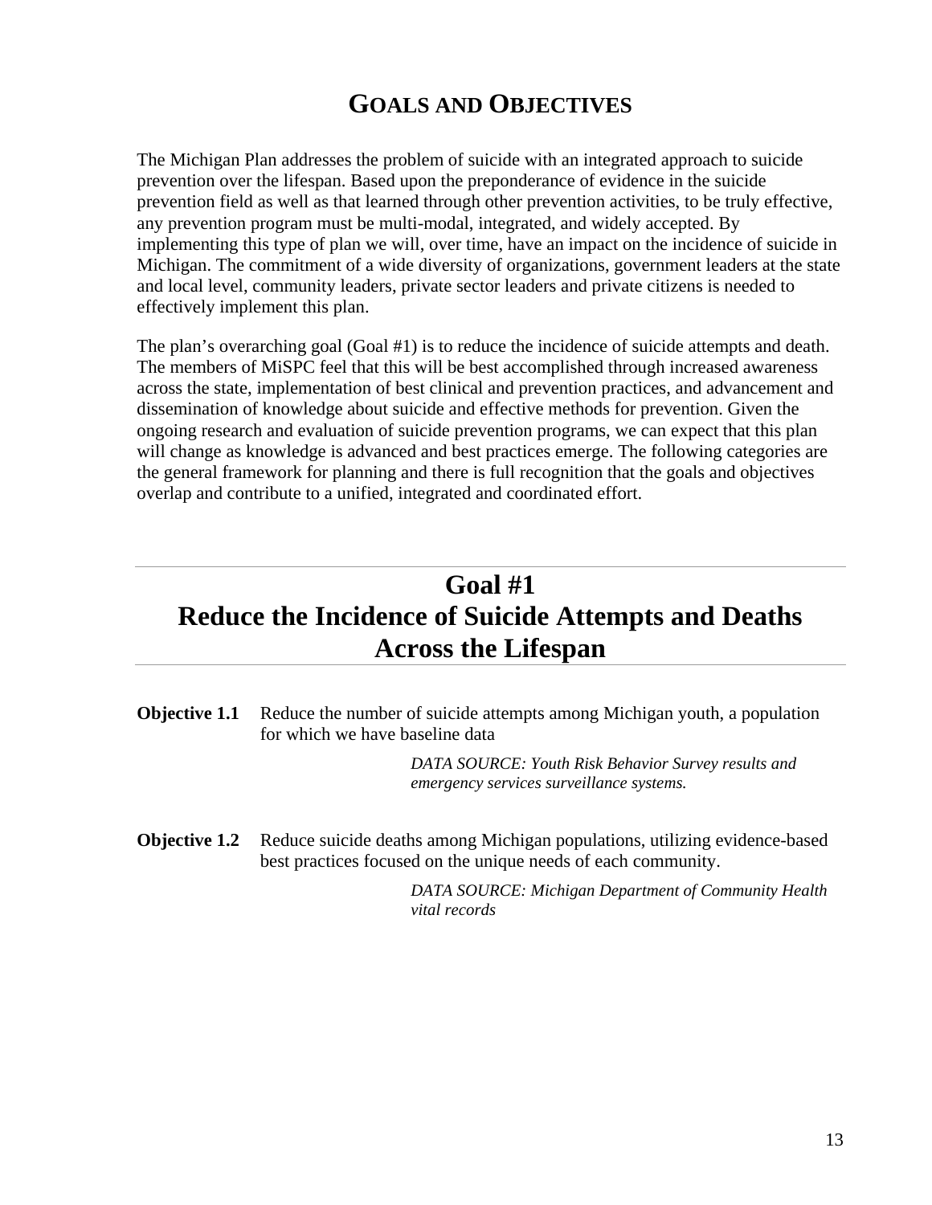# Goals and Objectives

The Michigan Plan addresses the problem of suicide with an integrated approach to suicide prevention over the lifespan. Based upon the preponderance of evidence in the suicide prevention field as well as that learned through other prevention activities, to be truly effective, any prevention program must be multi-modal, integrated, and widely accepted. By implementing this type of plan we will, over time, have an impact on the incidence of suicide in Michigan. The commitment of a wide diversity of organizations, government leaders at the state and local level, community leaders, private sector leaders and private citizens is needed to effectively implement this plan.

The plan's overarching goal (Goal #1) is to reduce the incidence of suicide attempts and death. The members of MiSPC feel that this will be best accomplished through increased awareness across the state, implementation of best clinical and prevention practices, and advancement and dissemination of knowledge about suicide and effective methods for prevention. Given the ongoing research and evaluation of suicide prevention programs, we can expect that this plan will change as knowledge is advanced and best practices emerge. The following categories are the general framework for planning and there is full recognition that the goals and objectives overlap and contribute to a unified, integrated and coordinated effort.

## Goal #1
## Reduce the Incidence of Suicide Attempts and Deaths Across the Lifespan

**Objective 1.1** Reduce the number of suicide attempts among Michigan youth, a population for which we have baseline data

*DATA SOURCE: Youth Risk Behavior Survey results and emergency services surveillance systems.*

**Objective 1.2** Reduce suicide deaths among Michigan populations, utilizing evidence-based best practices focused on the unique needs of each community.

*DATA SOURCE: Michigan Department of Community Health vital records*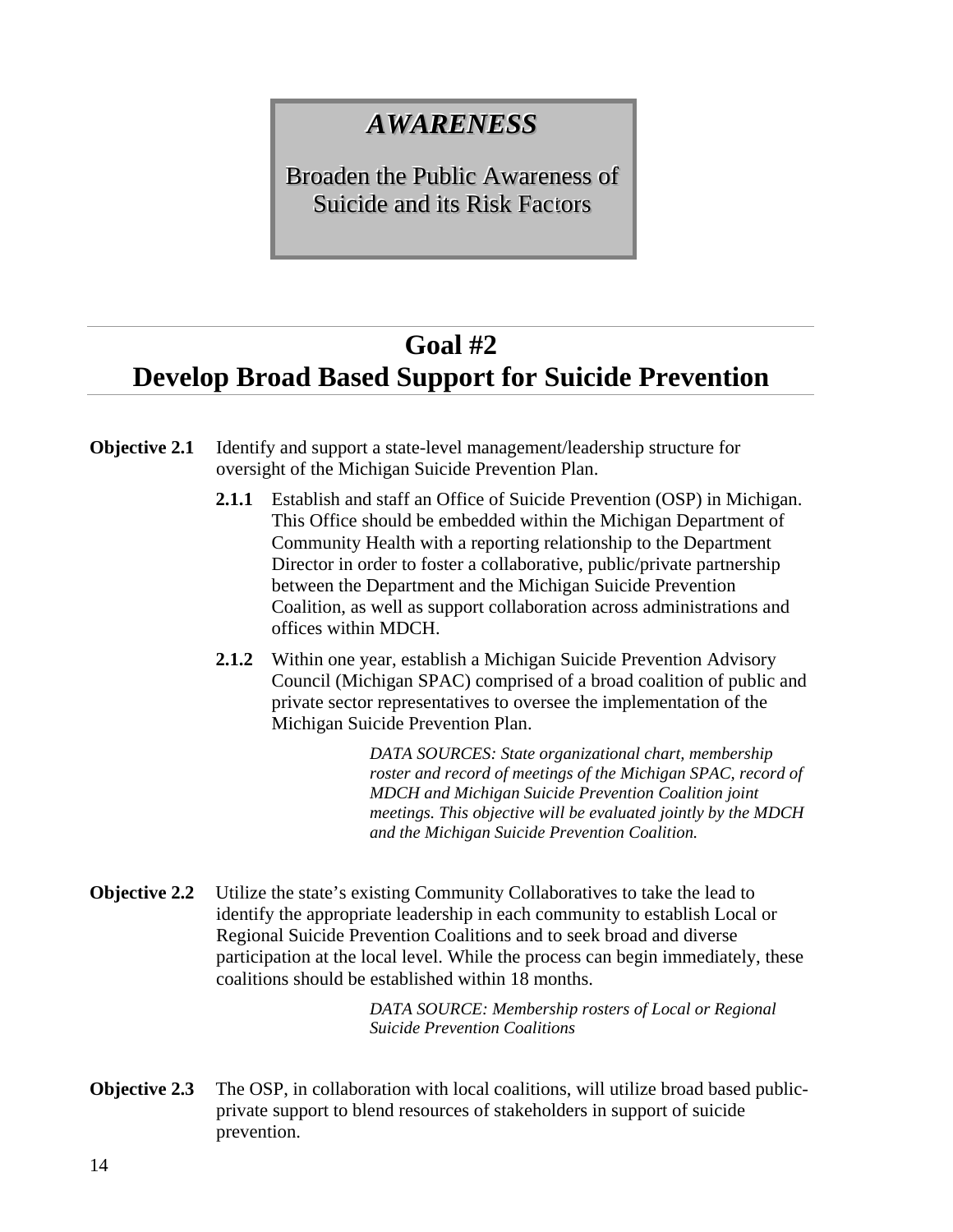# *AWARENESS*

Broaden the Public Awareness of Suicide and its Risk Factors

## Goal #2
## Develop Broad Based Support for Suicide Prevention

**Objective 2.1** Identify and support a state-level management/leadership structure for oversight of the Michigan Suicide Prevention Plan.

- **2.1.1** Establish and staff an Office of Suicide Prevention (OSP) in Michigan. This Office should be embedded within the Michigan Department of Community Health with a reporting relationship to the Department Director in order to foster a collaborative, public/private partnership between the Department and the Michigan Suicide Prevention Coalition, as well as support collaboration across administrations and offices within MDCH.

- **2.1.2** Within one year, establish a Michigan Suicide Prevention Advisory Council (Michigan SPAC) comprised of a broad coalition of public and private sector representatives to oversee the implementation of the Michigan Suicide Prevention Plan.

*DATA SOURCES: State organizational chart, membership roster and record of meetings of the Michigan SPAC, record of MDCH and Michigan Suicide Prevention Coalition joint meetings. This objective will be evaluated jointly by the MDCH and the Michigan Suicide Prevention Coalition.*

**Objective 2.2** Utilize the state's existing Community Collaboratives to take the lead to identify the appropriate leadership in each community to establish Local or Regional Suicide Prevention Coalitions and to seek broad and diverse participation at the local level. While the process can begin immediately, these coalitions should be established within 18 months.

*DATA SOURCE: Membership rosters of Local or Regional Suicide Prevention Coalitions*

**Objective 2.3** The OSP, in collaboration with local coalitions, will utilize broad based public-private support to blend resources of stakeholders in support of suicide prevention.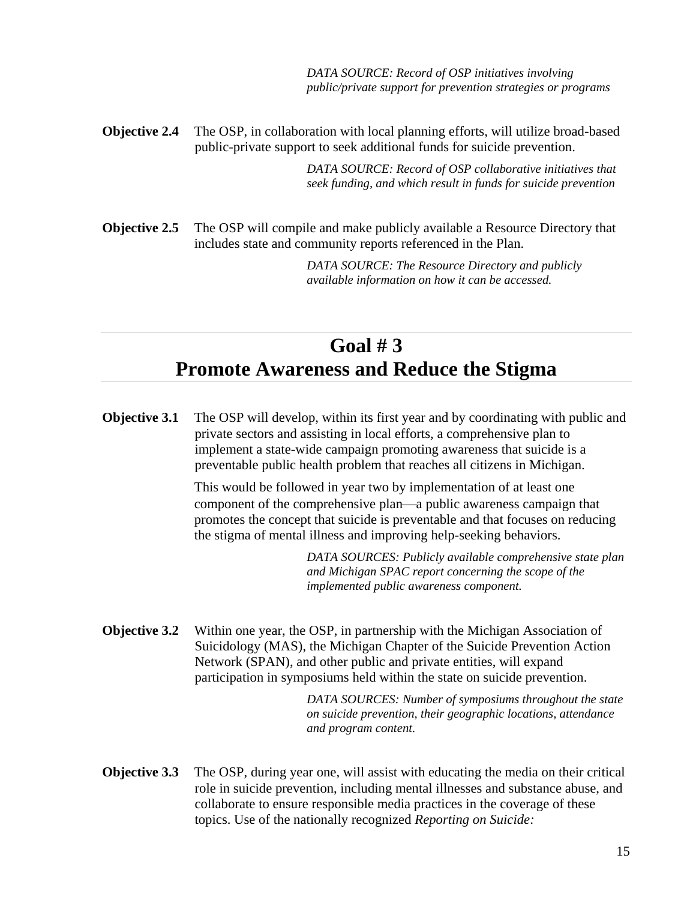*DATA SOURCE: Record of OSP initiatives involving public/private support for prevention strategies or programs*

**Objective 2.4** The OSP, in collaboration with local planning efforts, will utilize broad-based public-private support to seek additional funds for suicide prevention.

*DATA SOURCE: Record of OSP collaborative initiatives that seek funding, and which result in funds for suicide prevention*

**Objective 2.5** The OSP will compile and make publicly available a Resource Directory that includes state and community reports referenced in the Plan.

*DATA SOURCE: The Resource Directory and publicly available information on how it can be accessed.*

## Goal # 3
## Promote Awareness and Reduce the Stigma

**Objective 3.1** The OSP will develop, within its first year and by coordinating with public and private sectors and assisting in local efforts, a comprehensive plan to implement a state-wide campaign promoting awareness that suicide is a preventable public health problem that reaches all citizens in Michigan.

This would be followed in year two by implementation of at least one component of the comprehensive plan—a public awareness campaign that promotes the concept that suicide is preventable and that focuses on reducing the stigma of mental illness and improving help-seeking behaviors.

*DATA SOURCES: Publicly available comprehensive state plan and Michigan SPAC report concerning the scope of the implemented public awareness component.*

**Objective 3.2** Within one year, the OSP, in partnership with the Michigan Association of Suicidology (MAS), the Michigan Chapter of the Suicide Prevention Action Network (SPAN), and other public and private entities, will expand participation in symposiums held within the state on suicide prevention.

*DATA SOURCES: Number of symposiums throughout the state on suicide prevention, their geographic locations, attendance and program content.*

**Objective 3.3** The OSP, during year one, will assist with educating the media on their critical role in suicide prevention, including mental illnesses and substance abuse, and collaborate to ensure responsible media practices in the coverage of these topics. Use of the nationally recognized *Reporting on Suicide:*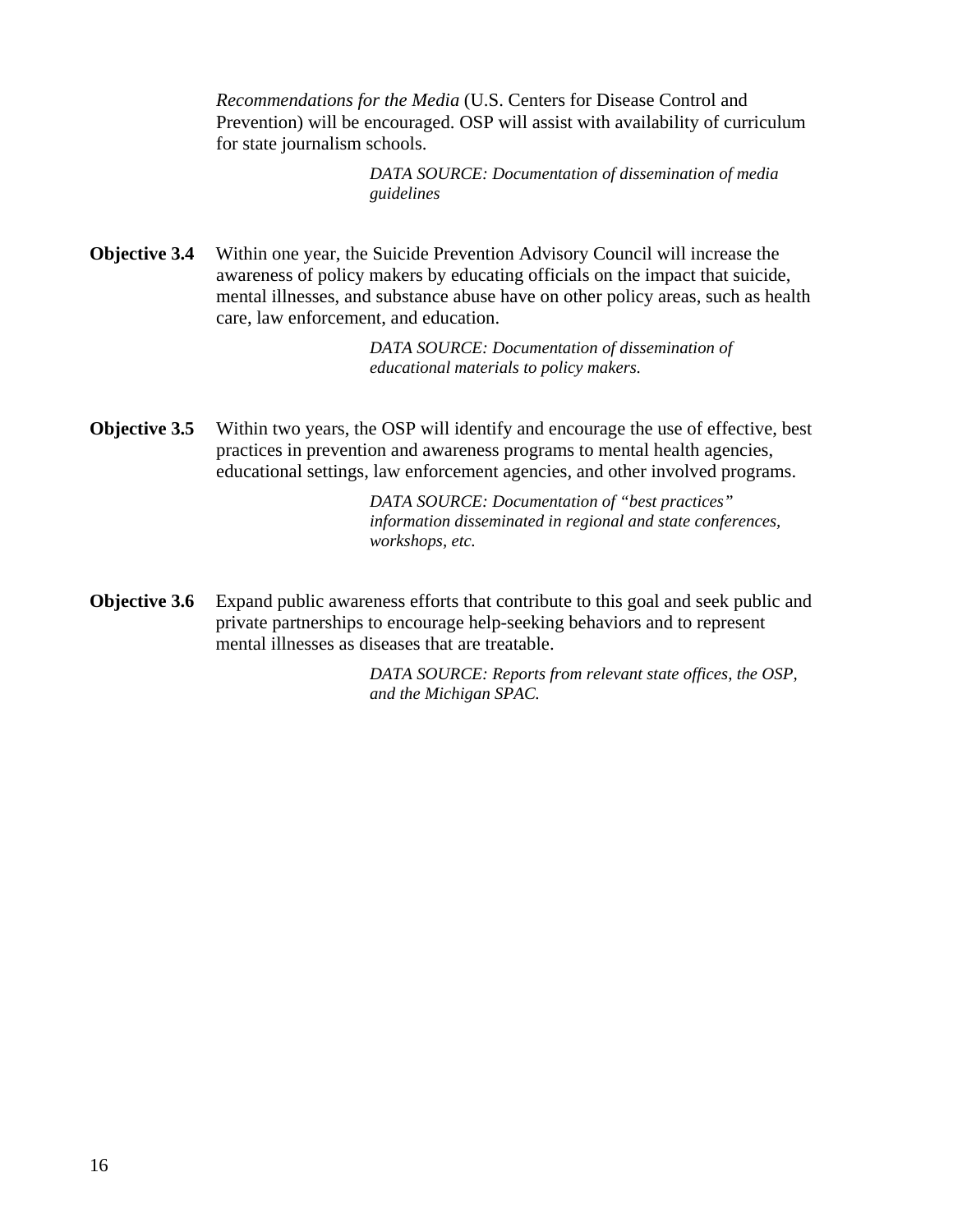*Recommendations for the Media* (U.S. Centers for Disease Control and Prevention) will be encouraged. OSP will assist with availability of curriculum for state journalism schools.

*DATA SOURCE: Documentation of dissemination of media guidelines*

**Objective 3.4** Within one year, the Suicide Prevention Advisory Council will increase the awareness of policy makers by educating officials on the impact that suicide, mental illnesses, and substance abuse have on other policy areas, such as health care, law enforcement, and education.

*DATA SOURCE: Documentation of dissemination of educational materials to policy makers.*

**Objective 3.5** Within two years, the OSP will identify and encourage the use of effective, best practices in prevention and awareness programs to mental health agencies, educational settings, law enforcement agencies, and other involved programs.

*DATA SOURCE: Documentation of "best practices" information disseminated in regional and state conferences, workshops, etc.*

**Objective 3.6** Expand public awareness efforts that contribute to this goal and seek public and private partnerships to encourage help-seeking behaviors and to represent mental illnesses as diseases that are treatable.

*DATA SOURCE: Reports from relevant state offices, the OSP, and the Michigan SPAC.*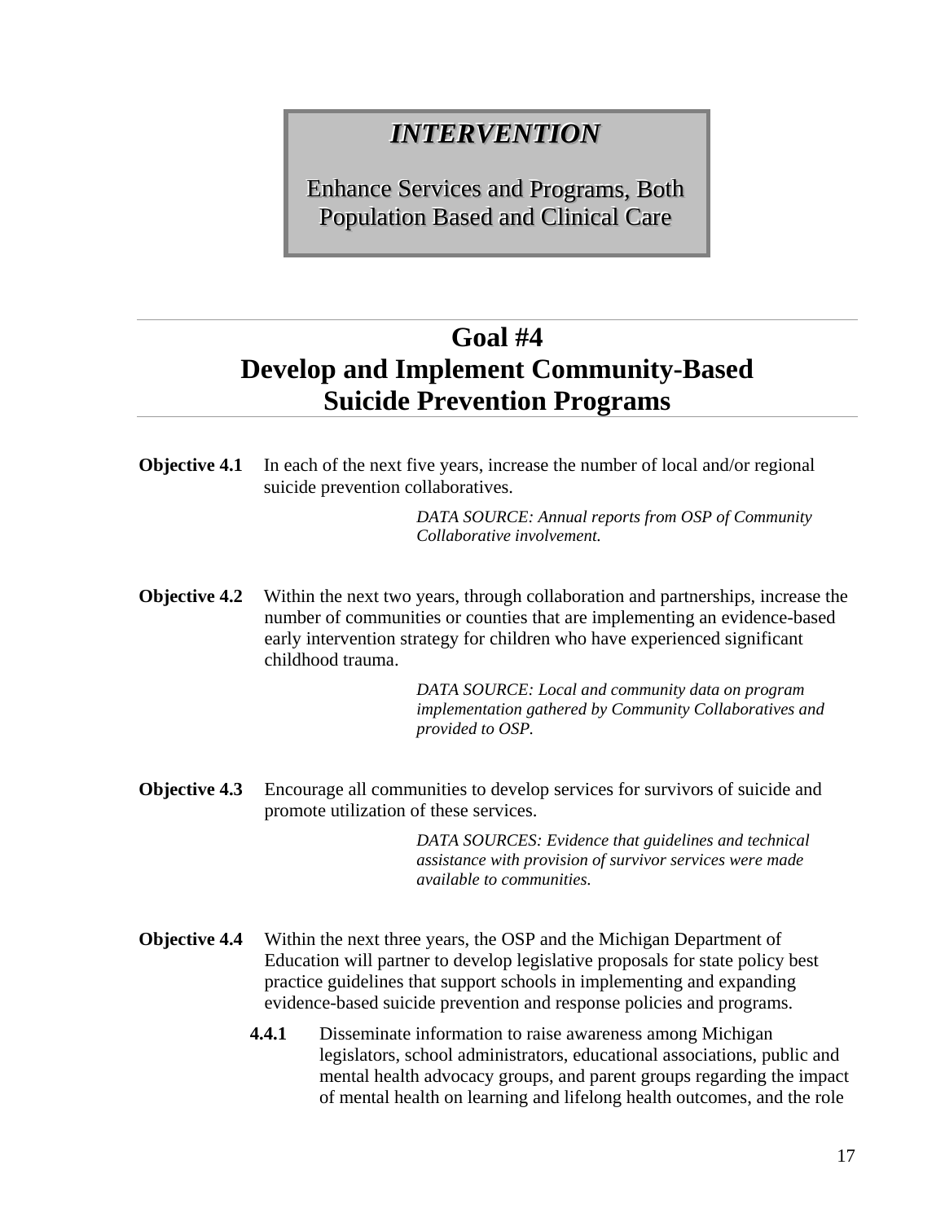# *INTERVENTION*

**Enhance Services and Programs, Both Population Based and Clinical Care**

## Goal #4
## Develop and Implement Community-Based Suicide Prevention Programs

**Objective 4.1** In each of the next five years, increase the number of local and/or regional suicide prevention collaboratives.

*DATA SOURCE: Annual reports from OSP of Community Collaborative involvement.*

**Objective 4.2** Within the next two years, through collaboration and partnerships, increase the number of communities or counties that are implementing an evidence-based early intervention strategy for children who have experienced significant childhood trauma.

*DATA SOURCE: Local and community data on program implementation gathered by Community Collaboratives and provided to OSP.*

**Objective 4.3** Encourage all communities to develop services for survivors of suicide and promote utilization of these services.

*DATA SOURCES: Evidence that guidelines and technical assistance with provision of survivor services were made available to communities.*

**Objective 4.4** Within the next three years, the OSP and the Michigan Department of Education will partner to develop legislative proposals for state policy best practice guidelines that support schools in implementing and expanding evidence-based suicide prevention and response policies and programs.

**4.4.1** Disseminate information to raise awareness among Michigan legislators, school administrators, educational associations, public and mental health advocacy groups, and parent groups regarding the impact of mental health on learning and lifelong health outcomes, and the role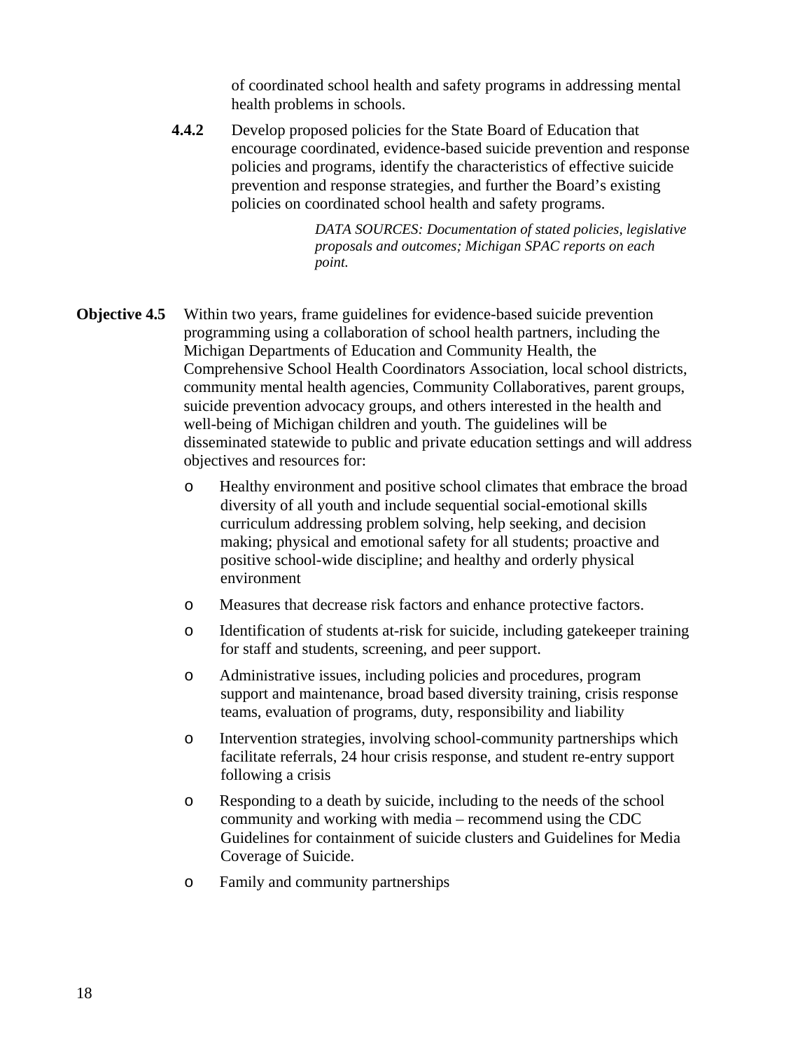of coordinated school health and safety programs in addressing mental health problems in schools.

**4.4.2** Develop proposed policies for the State Board of Education that encourage coordinated, evidence-based suicide prevention and response policies and programs, identify the characteristics of effective suicide prevention and response strategies, and further the Board's existing policies on coordinated school health and safety programs.

*DATA SOURCES: Documentation of stated policies, legislative proposals and outcomes; Michigan SPAC reports on each point.*

**Objective 4.5** Within two years, frame guidelines for evidence-based suicide prevention programming using a collaboration of school health partners, including the Michigan Departments of Education and Community Health, the Comprehensive School Health Coordinators Association, local school districts, community mental health agencies, Community Collaboratives, parent groups, suicide prevention advocacy groups, and others interested in the health and well-being of Michigan children and youth. The guidelines will be disseminated statewide to public and private education settings and will address objectives and resources for:

- Healthy environment and positive school climates that embrace the broad diversity of all youth and include sequential social-emotional skills curriculum addressing problem solving, help seeking, and decision making; physical and emotional safety for all students; proactive and positive school-wide discipline; and healthy and orderly physical environment
- Measures that decrease risk factors and enhance protective factors.
- Identification of students at-risk for suicide, including gatekeeper training for staff and students, screening, and peer support.
- Administrative issues, including policies and procedures, program support and maintenance, broad based diversity training, crisis response teams, evaluation of programs, duty, responsibility and liability
- Intervention strategies, involving school-community partnerships which facilitate referrals, 24 hour crisis response, and student re-entry support following a crisis
- Responding to a death by suicide, including to the needs of the school community and working with media – recommend using the CDC Guidelines for containment of suicide clusters and Guidelines for Media Coverage of Suicide.
- Family and community partnerships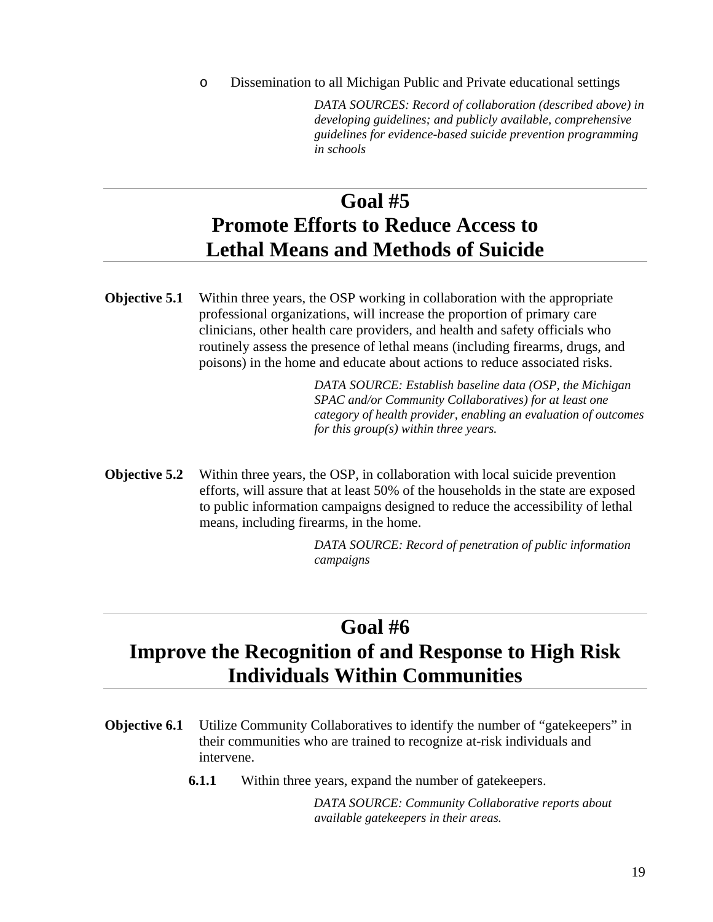- Dissemination to all Michigan Public and Private educational settings

  *DATA SOURCES: Record of collaboration (described above) in developing guidelines; and publicly available, comprehensive guidelines for evidence-based suicide prevention programming in schools*

---

# Goal #5
# Promote Efforts to Reduce Access to Lethal Means and Methods of Suicide

---

**Objective 5.1** Within three years, the OSP working in collaboration with the appropriate professional organizations, will increase the proportion of primary care clinicians, other health care providers, and health and safety officials who routinely assess the presence of lethal means (including firearms, drugs, and poisons) in the home and educate about actions to reduce associated risks.

*DATA SOURCE: Establish baseline data (OSP, the Michigan SPAC and/or Community Collaboratives) for at least one category of health provider, enabling an evaluation of outcomes for this group(s) within three years.*

**Objective 5.2** Within three years, the OSP, in collaboration with local suicide prevention efforts, will assure that at least 50% of the households in the state are exposed to public information campaigns designed to reduce the accessibility of lethal means, including firearms, in the home.

*DATA SOURCE: Record of penetration of public information campaigns*

---

# Goal #6
# Improve the Recognition of and Response to High Risk Individuals Within Communities

---

**Objective 6.1** Utilize Community Collaboratives to identify the number of "gatekeepers" in their communities who are trained to recognize at-risk individuals and intervene.

**6.1.1** Within three years, expand the number of gatekeepers.

*DATA SOURCE: Community Collaborative reports about available gatekeepers in their areas.*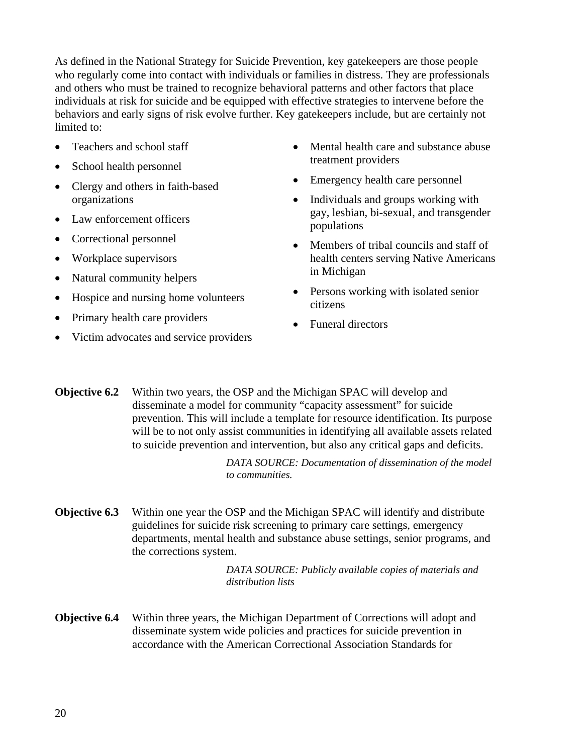As defined in the National Strategy for Suicide Prevention, key gatekeepers are those people who regularly come into contact with individuals or families in distress. They are professionals and others who must be trained to recognize behavioral patterns and other factors that place individuals at risk for suicide and be equipped with effective strategies to intervene before the behaviors and early signs of risk evolve further. Key gatekeepers include, but are certainly not limited to:

- Teachers and school staff
- School health personnel
- Clergy and others in faith-based organizations
- Law enforcement officers
- Correctional personnel
- Workplace supervisors
- Natural community helpers
- Hospice and nursing home volunteers
- Primary health care providers
- Victim advocates and service providers
- Mental health care and substance abuse treatment providers
- Emergency health care personnel
- Individuals and groups working with gay, lesbian, bi-sexual, and transgender populations
- Members of tribal councils and staff of health centers serving Native Americans in Michigan
- Persons working with isolated senior citizens
- Funeral directors

**Objective 6.2** Within two years, the OSP and the Michigan SPAC will develop and disseminate a model for community "capacity assessment" for suicide prevention. This will include a template for resource identification. Its purpose will be to not only assist communities in identifying all available assets related to suicide prevention and intervention, but also any critical gaps and deficits.

*DATA SOURCE: Documentation of dissemination of the model to communities.*

**Objective 6.3** Within one year the OSP and the Michigan SPAC will identify and distribute guidelines for suicide risk screening to primary care settings, emergency departments, mental health and substance abuse settings, senior programs, and the corrections system.

*DATA SOURCE: Publicly available copies of materials and distribution lists*

**Objective 6.4** Within three years, the Michigan Department of Corrections will adopt and disseminate system wide policies and practices for suicide prevention in accordance with the American Correctional Association Standards for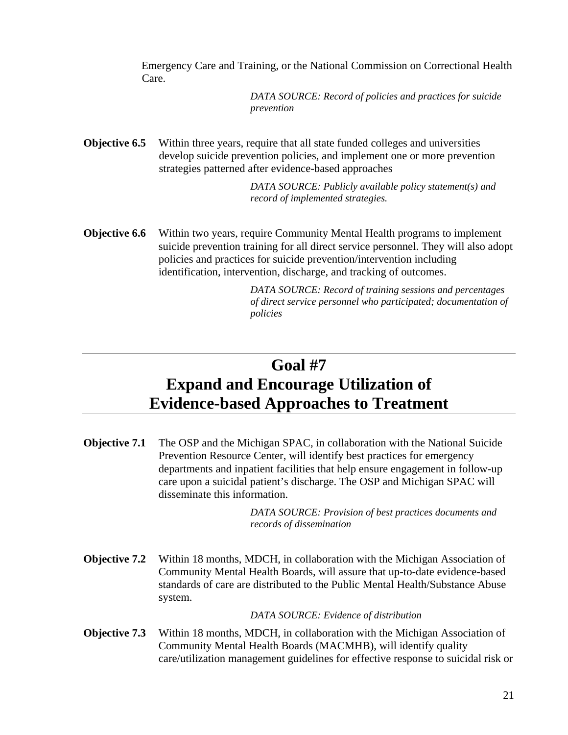Emergency Care and Training, or the National Commission on Correctional Health Care.

*DATA SOURCE: Record of policies and practices for suicide prevention*

**Objective 6.5** Within three years, require that all state funded colleges and universities develop suicide prevention policies, and implement one or more prevention strategies patterned after evidence-based approaches

*DATA SOURCE: Publicly available policy statement(s) and record of implemented strategies.*

**Objective 6.6** Within two years, require Community Mental Health programs to implement suicide prevention training for all direct service personnel. They will also adopt policies and practices for suicide prevention/intervention including identification, intervention, discharge, and tracking of outcomes.

*DATA SOURCE: Record of training sessions and percentages of direct service personnel who participated; documentation of policies*

## Goal #7
## Expand and Encourage Utilization of Evidence-based Approaches to Treatment

**Objective 7.1** The OSP and the Michigan SPAC, in collaboration with the National Suicide Prevention Resource Center, will identify best practices for emergency departments and inpatient facilities that help ensure engagement in follow-up care upon a suicidal patient's discharge. The OSP and Michigan SPAC will disseminate this information.

*DATA SOURCE: Provision of best practices documents and records of dissemination*

**Objective 7.2** Within 18 months, MDCH, in collaboration with the Michigan Association of Community Mental Health Boards, will assure that up-to-date evidence-based standards of care are distributed to the Public Mental Health/Substance Abuse system.

*DATA SOURCE: Evidence of distribution*

**Objective 7.3** Within 18 months, MDCH, in collaboration with the Michigan Association of Community Mental Health Boards (MACMHB), will identify quality care/utilization management guidelines for effective response to suicidal risk or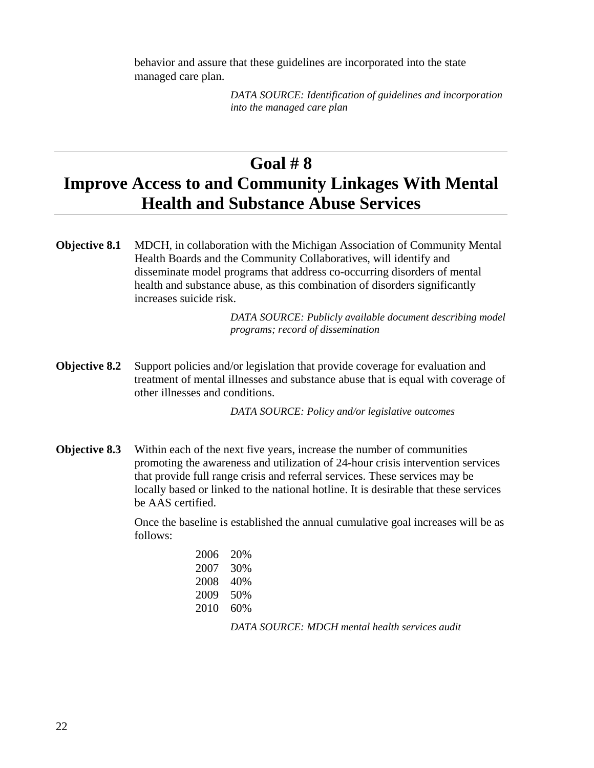behavior and assure that these guidelines are incorporated into the state managed care plan.

*DATA SOURCE: Identification of guidelines and incorporation into the managed care plan*

# Goal # 8
# Improve Access to and Community Linkages With Mental Health and Substance Abuse Services

**Objective 8.1** MDCH, in collaboration with the Michigan Association of Community Mental Health Boards and the Community Collaboratives, will identify and disseminate model programs that address co-occurring disorders of mental health and substance abuse, as this combination of disorders significantly increases suicide risk.

*DATA SOURCE: Publicly available document describing model programs; record of dissemination*

**Objective 8.2** Support policies and/or legislation that provide coverage for evaluation and treatment of mental illnesses and substance abuse that is equal with coverage of other illnesses and conditions.

*DATA SOURCE: Policy and/or legislative outcomes*

**Objective 8.3** Within each of the next five years, increase the number of communities promoting the awareness and utilization of 24-hour crisis intervention services that provide full range crisis and referral services. These services may be locally based or linked to the national hotline. It is desirable that these services be AAS certified.

Once the baseline is established the annual cumulative goal increases will be as follows:

2006 20%
2007 30%
2008 40%
2009 50%
2010 60%

*DATA SOURCE: MDCH mental health services audit*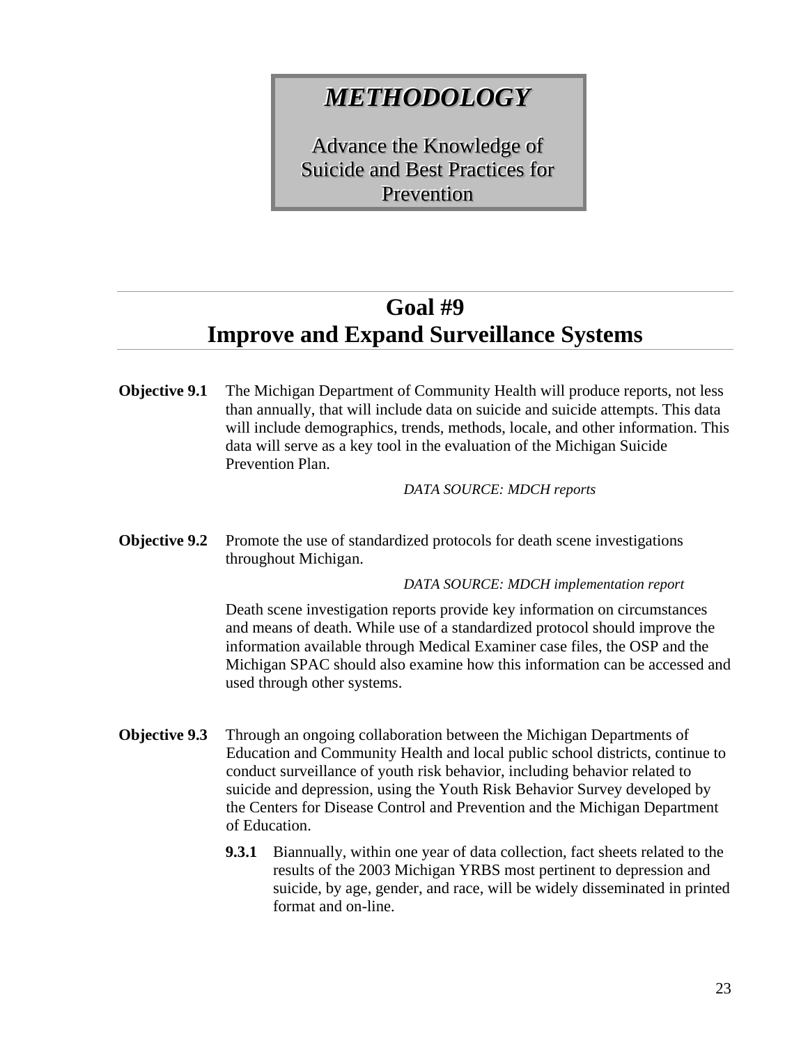# *METHODOLOGY*

Advance the Knowledge of Suicide and Best Practices for Prevention

## Goal #9
## Improve and Expand Surveillance Systems

**Objective 9.1** The Michigan Department of Community Health will produce reports, not less than annually, that will include data on suicide and suicide attempts. This data will include demographics, trends, methods, locale, and other information. This data will serve as a key tool in the evaluation of the Michigan Suicide Prevention Plan.

*DATA SOURCE: MDCH reports*

**Objective 9.2** Promote the use of standardized protocols for death scene investigations throughout Michigan.

*DATA SOURCE: MDCH implementation report*

Death scene investigation reports provide key information on circumstances and means of death. While use of a standardized protocol should improve the information available through Medical Examiner case files, the OSP and the Michigan SPAC should also examine how this information can be accessed and used through other systems.

**Objective 9.3** Through an ongoing collaboration between the Michigan Departments of Education and Community Health and local public school districts, continue to conduct surveillance of youth risk behavior, including behavior related to suicide and depression, using the Youth Risk Behavior Survey developed by the Centers for Disease Control and Prevention and the Michigan Department of Education.

**9.3.1** Biannually, within one year of data collection, fact sheets related to the results of the 2003 Michigan YRBS most pertinent to depression and suicide, by age, gender, and race, will be widely disseminated in printed format and on-line.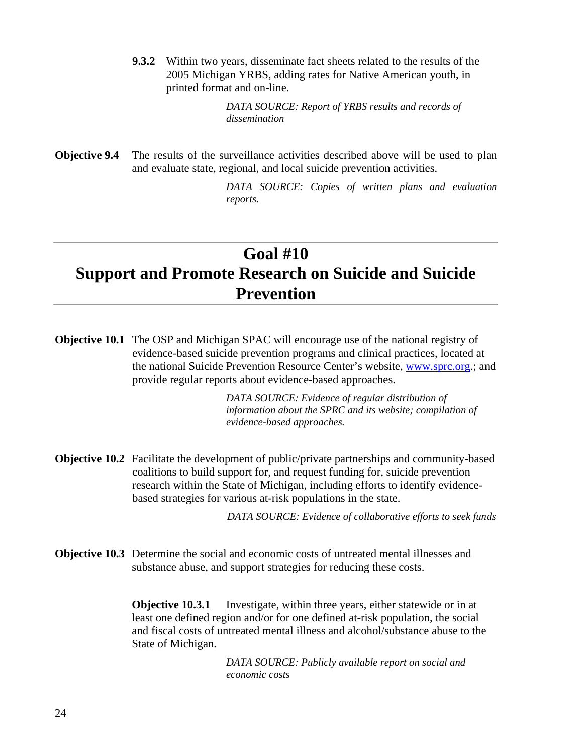**9.3.2** Within two years, disseminate fact sheets related to the results of the 2005 Michigan YRBS, adding rates for Native American youth, in printed format and on-line.

*DATA SOURCE: Report of YRBS results and records of dissemination*

**Objective 9.4** The results of the surveillance activities described above will be used to plan and evaluate state, regional, and local suicide prevention activities.

*DATA SOURCE: Copies of written plans and evaluation reports.*

---

# Goal #10
# Support and Promote Research on Suicide and Suicide Prevention

---

**Objective 10.1** The OSP and Michigan SPAC will encourage use of the national registry of evidence-based suicide prevention programs and clinical practices, located at the national Suicide Prevention Resource Center's website, [www.sprc.org](http://www.sprc.org).; and provide regular reports about evidence-based approaches.

*DATA SOURCE: Evidence of regular distribution of information about the SPRC and its website; compilation of evidence-based approaches.*

**Objective 10.2** Facilitate the development of public/private partnerships and community-based coalitions to build support for, and request funding for, suicide prevention research within the State of Michigan, including efforts to identify evidence-based strategies for various at-risk populations in the state.

*DATA SOURCE: Evidence of collaborative efforts to seek funds*

**Objective 10.3** Determine the social and economic costs of untreated mental illnesses and substance abuse, and support strategies for reducing these costs.

**Objective 10.3.1** Investigate, within three years, either statewide or in at least one defined region and/or for one defined at-risk population, the social and fiscal costs of untreated mental illness and alcohol/substance abuse to the State of Michigan.

*DATA SOURCE: Publicly available report on social and economic costs*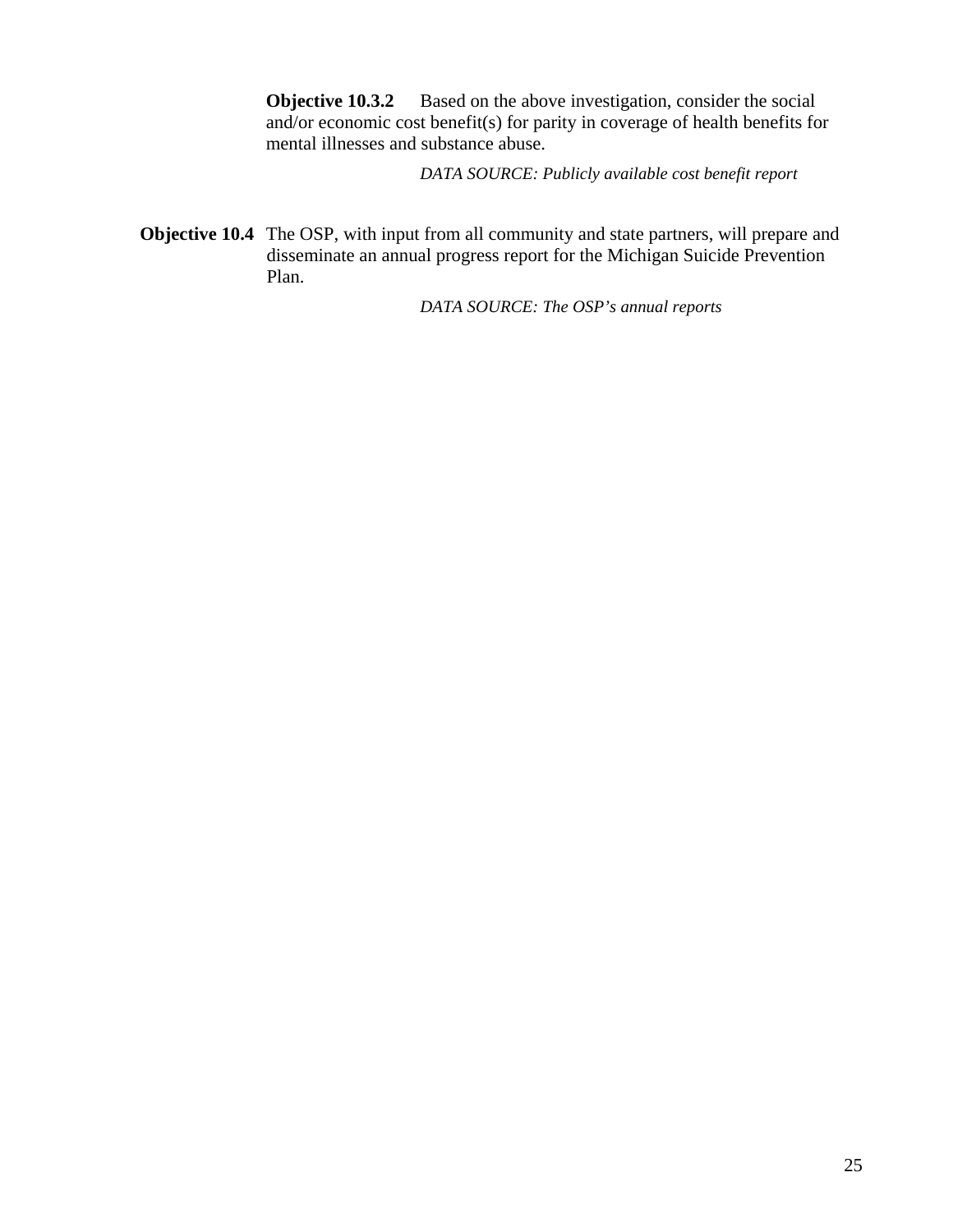**Objective 10.3.2** Based on the above investigation, consider the social and/or economic cost benefit(s) for parity in coverage of health benefits for mental illnesses and substance abuse.

*DATA SOURCE: Publicly available cost benefit report*

**Objective 10.4** The OSP, with input from all community and state partners, will prepare and disseminate an annual progress report for the Michigan Suicide Prevention Plan.

*DATA SOURCE: The OSP's annual reports*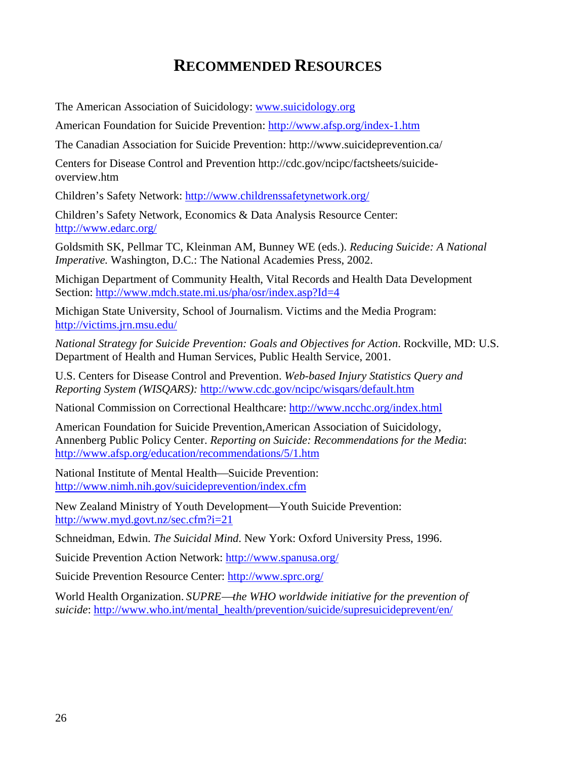# RECOMMENDED RESOURCES

The American Association of Suicidology: www.suicidology.org

American Foundation for Suicide Prevention: http://www.afsp.org/index-1.htm

The Canadian Association for Suicide Prevention: http://www.suicideprevention.ca/

Centers for Disease Control and Prevention http://cdc.gov/ncipc/factsheets/suicide-overview.htm

Children's Safety Network: http://www.childrenssafetynetwork.org/

Children's Safety Network, Economics & Data Analysis Resource Center: http://www.edarc.org/

Goldsmith SK, Pellmar TC, Kleinman AM, Bunney WE (eds.). *Reducing Suicide: A National Imperative.* Washington, D.C.: The National Academies Press, 2002.

Michigan Department of Community Health, Vital Records and Health Data Development Section: http://www.mdch.state.mi.us/pha/osr/index.asp?Id=4

Michigan State University, School of Journalism. Victims and the Media Program: http://victims.jrn.msu.edu/

*National Strategy for Suicide Prevention: Goals and Objectives for Action*. Rockville, MD: U.S. Department of Health and Human Services, Public Health Service, 2001.

U.S. Centers for Disease Control and Prevention. *Web-based Injury Statistics Query and Reporting System (WISQARS):* http://www.cdc.gov/ncipc/wisqars/default.htm

National Commission on Correctional Healthcare: http://www.ncchc.org/index.html

American Foundation for Suicide Prevention,American Association of Suicidology, Annenberg Public Policy Center. *Reporting on Suicide: Recommendations for the Media*: http://www.afsp.org/education/recommendations/5/1.htm

National Institute of Mental Health—Suicide Prevention: http://www.nimh.nih.gov/suicideprevention/index.cfm

New Zealand Ministry of Youth Development—Youth Suicide Prevention: http://www.myd.govt.nz/sec.cfm?i=21

Schneidman, Edwin. *The Suicidal Mind*. New York: Oxford University Press, 1996.

Suicide Prevention Action Network: http://www.spanusa.org/

Suicide Prevention Resource Center: http://www.sprc.org/

World Health Organization. *SUPRE—the WHO worldwide initiative for the prevention of suicide*: http://www.who.int/mental_health/prevention/suicide/supresuicideprevent/en/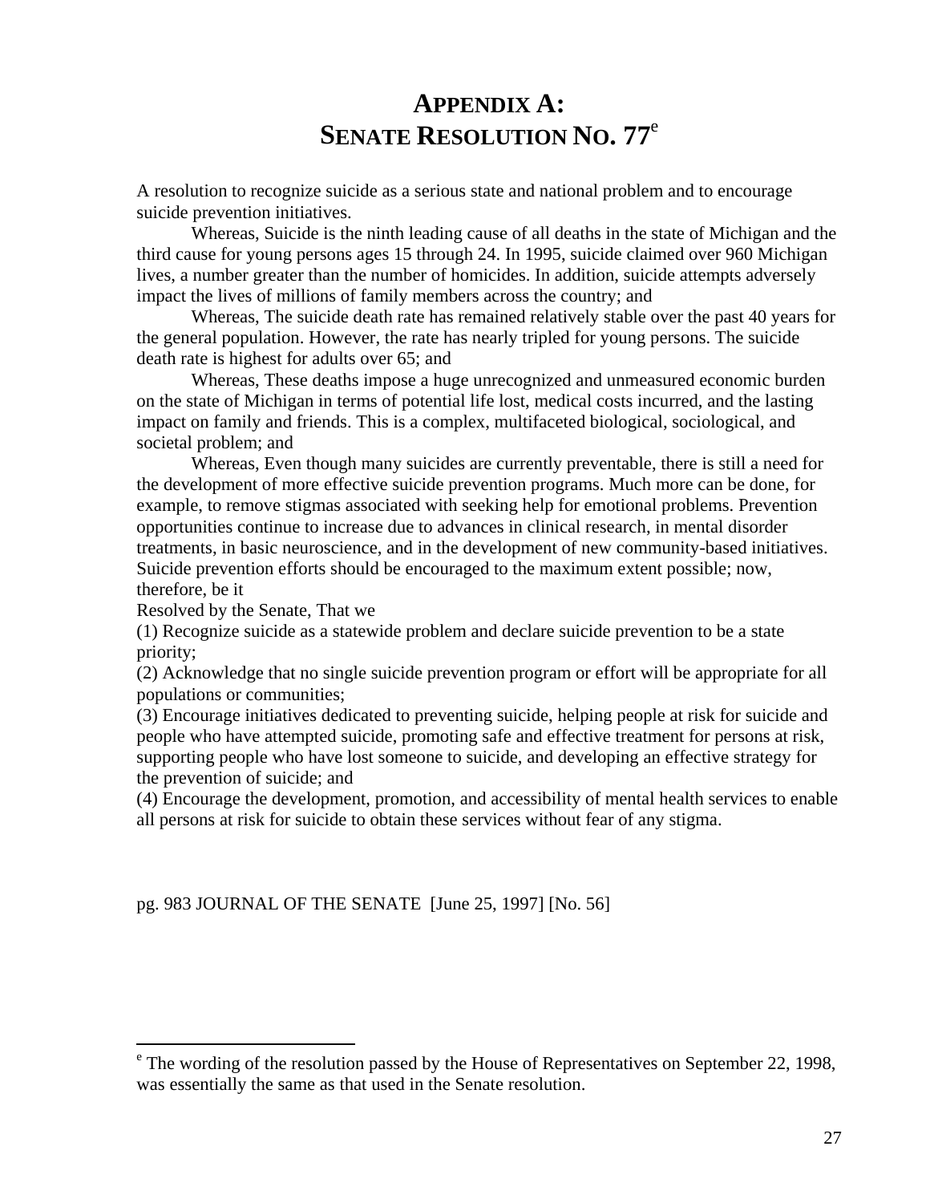# APPENDIX A: SENATE RESOLUTION NO. 77[e]

A resolution to recognize suicide as a serious state and national problem and to encourage suicide prevention initiatives.

Whereas, Suicide is the ninth leading cause of all deaths in the state of Michigan and the third cause for young persons ages 15 through 24. In 1995, suicide claimed over 960 Michigan lives, a number greater than the number of homicides. In addition, suicide attempts adversely impact the lives of millions of family members across the country; and

Whereas, The suicide death rate has remained relatively stable over the past 40 years for the general population. However, the rate has nearly tripled for young persons. The suicide death rate is highest for adults over 65; and

Whereas, These deaths impose a huge unrecognized and unmeasured economic burden on the state of Michigan in terms of potential life lost, medical costs incurred, and the lasting impact on family and friends. This is a complex, multifaceted biological, sociological, and societal problem; and

Whereas, Even though many suicides are currently preventable, there is still a need for the development of more effective suicide prevention programs. Much more can be done, for example, to remove stigmas associated with seeking help for emotional problems. Prevention opportunities continue to increase due to advances in clinical research, in mental disorder treatments, in basic neuroscience, and in the development of new community-based initiatives. Suicide prevention efforts should be encouraged to the maximum extent possible; now, therefore, be it

Resolved by the Senate, That we

(1) Recognize suicide as a statewide problem and declare suicide prevention to be a state priority;

(2) Acknowledge that no single suicide prevention program or effort will be appropriate for all populations or communities;

(3) Encourage initiatives dedicated to preventing suicide, helping people at risk for suicide and people who have attempted suicide, promoting safe and effective treatment for persons at risk, supporting people who have lost someone to suicide, and developing an effective strategy for the prevention of suicide; and

(4) Encourage the development, promotion, and accessibility of mental health services to enable all persons at risk for suicide to obtain these services without fear of any stigma.

pg. 983 JOURNAL OF THE SENATE [June 25, 1997] [No. 56]

---

[e] The wording of the resolution passed by the House of Representatives on September 22, 1998, was essentially the same as that used in the Senate resolution.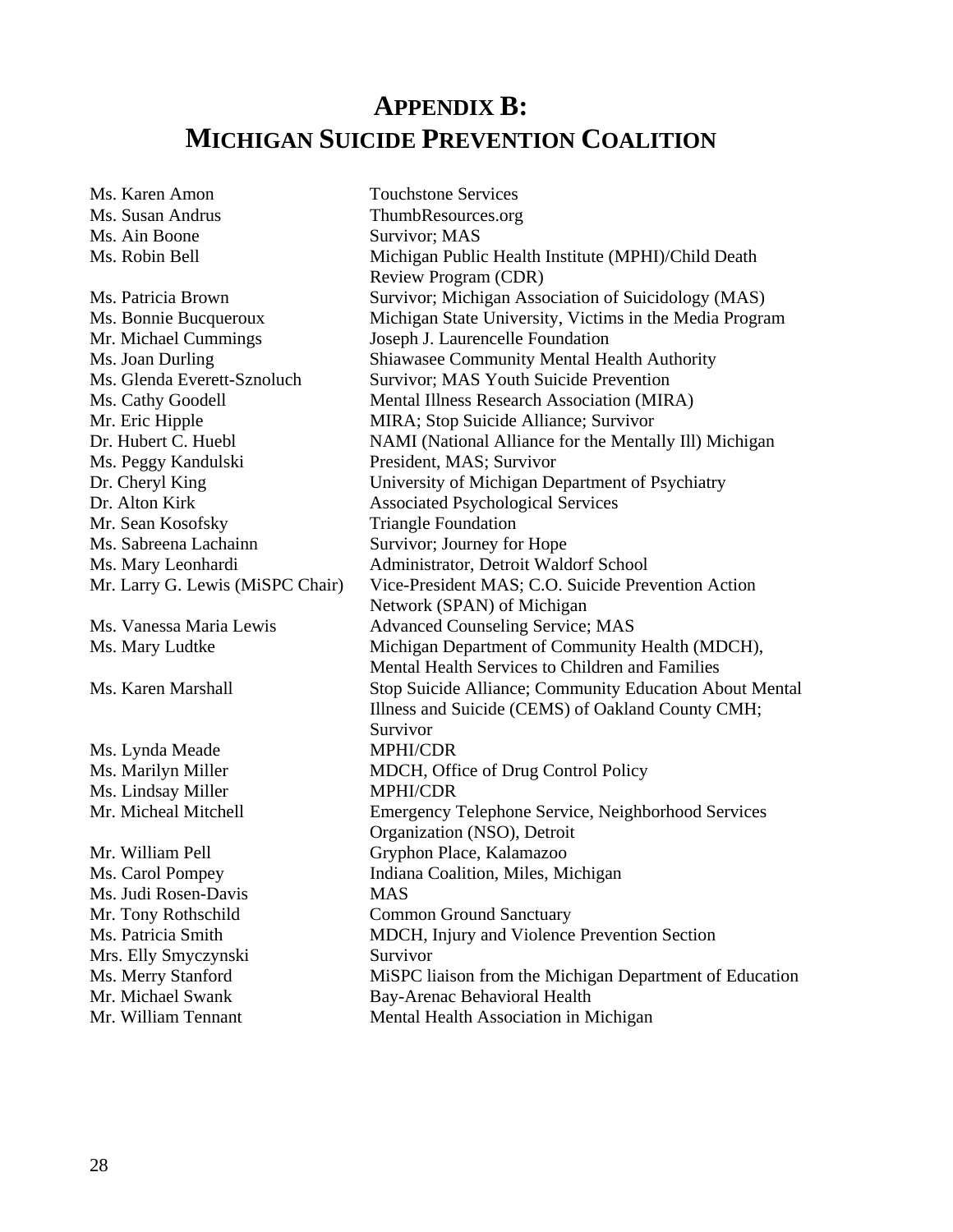# APPENDIX B: MICHIGAN SUICIDE PREVENTION COALITION

| | |
|---|---|
| Ms. Karen Amon | Touchstone Services |
| Ms. Susan Andrus | ThumbResources.org |
| Ms. Ain Boone | Survivor; MAS |
| Ms. Robin Bell | Michigan Public Health Institute (MPHI)/Child Death Review Program (CDR) |
| Ms. Patricia Brown | Survivor; Michigan Association of Suicidology (MAS) |
| Ms. Bonnie Bucqueroux | Michigan State University, Victims in the Media Program |
| Mr. Michael Cummings | Joseph J. Laurencelle Foundation |
| Ms. Joan Durling | Shiawasee Community Mental Health Authority |
| Ms. Glenda Everett-Sznoluch | Survivor; MAS Youth Suicide Prevention |
| Ms. Cathy Goodell | Mental Illness Research Association (MIRA) |
| Mr. Eric Hipple | MIRA; Stop Suicide Alliance; Survivor |
| Dr. Hubert C. Huebl | NAMI (National Alliance for the Mentally Ill) Michigan |
| Ms. Peggy Kandulski | President, MAS; Survivor |
| Dr. Cheryl King | University of Michigan Department of Psychiatry |
| Dr. Alton Kirk | Associated Psychological Services |
| Mr. Sean Kosofsky | Triangle Foundation |
| Ms. Sabreena Lachainn | Survivor; Journey for Hope |
| Ms. Mary Leonhardi | Administrator, Detroit Waldorf School |
| Mr. Larry G. Lewis (MiSPC Chair) | Vice-President MAS; C.O. Suicide Prevention Action Network (SPAN) of Michigan |
| Ms. Vanessa Maria Lewis | Advanced Counseling Service; MAS |
| Ms. Mary Ludtke | Michigan Department of Community Health (MDCH), Mental Health Services to Children and Families |
| Ms. Karen Marshall | Stop Suicide Alliance; Community Education About Mental Illness and Suicide (CEMS) of Oakland County CMH; Survivor |
| Ms. Lynda Meade | MPHI/CDR |
| Ms. Marilyn Miller | MDCH, Office of Drug Control Policy |
| Ms. Lindsay Miller | MPHI/CDR |
| Mr. Micheal Mitchell | Emergency Telephone Service, Neighborhood Services Organization (NSO), Detroit |
| Mr. William Pell | Gryphon Place, Kalamazoo |
| Ms. Carol Pompey | Indiana Coalition, Miles, Michigan |
| Ms. Judi Rosen-Davis | MAS |
| Mr. Tony Rothschild | Common Ground Sanctuary |
| Ms. Patricia Smith | MDCH, Injury and Violence Prevention Section |
| Mrs. Elly Smyczynski | Survivor |
| Ms. Merry Stanford | MiSPC liaison from the Michigan Department of Education |
| Mr. Michael Swank | Bay-Arenac Behavioral Health |
| Mr. William Tennant | Mental Health Association in Michigan |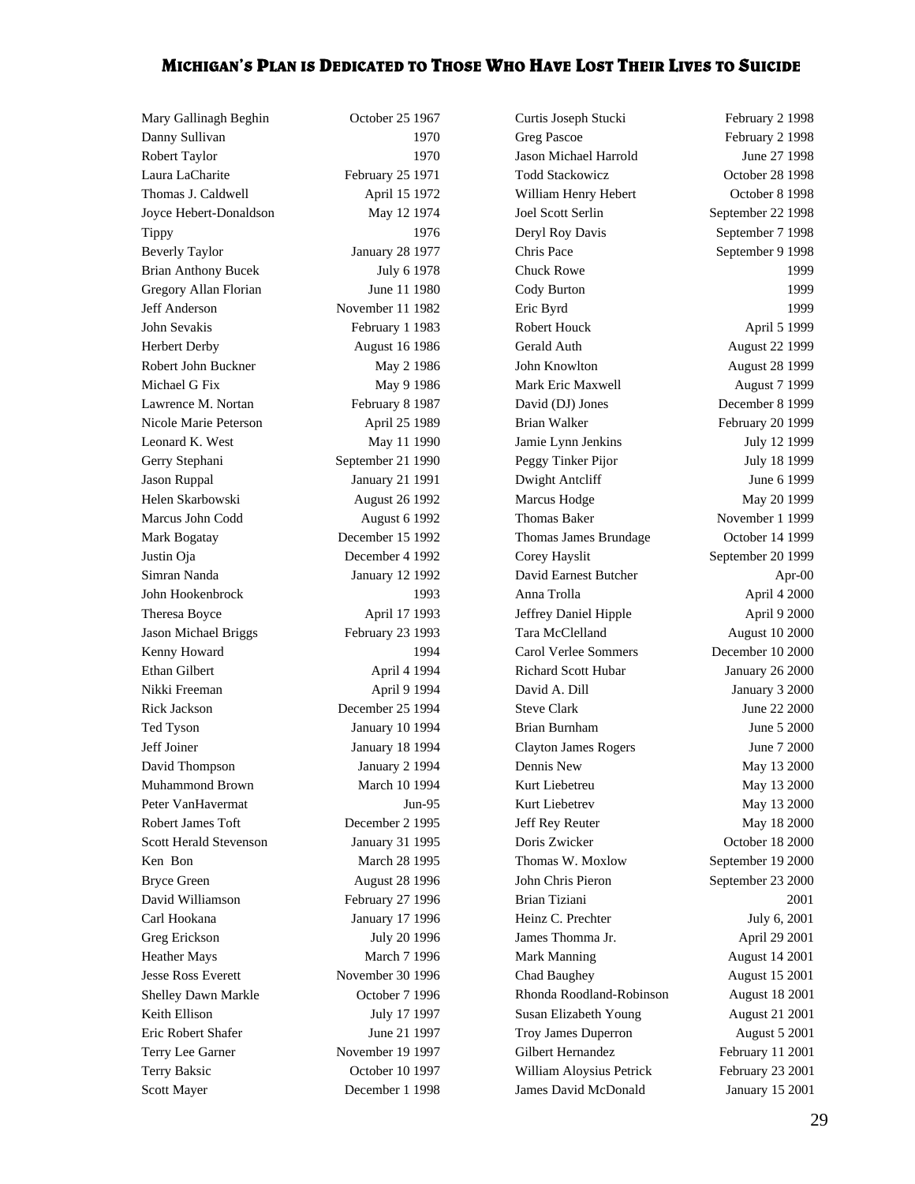## Michigan's Plan is Dedicated to Those Who Have Lost Their Lives to Suicide

| Name | Date |
|---|---|
| Mary Gallinagh Beghin | October 25 1967 |
| Danny Sullivan | 1970 |
| Robert Taylor | 1970 |
| Laura LaCharite | February 25 1971 |
| Thomas J. Caldwell | April 15 1972 |
| Joyce Hebert-Donaldson | May 12 1974 |
| Tippy | 1976 |
| Beverly Taylor | January 28 1977 |
| Brian Anthony Bucek | July 6 1978 |
| Gregory Allan Florian | June 11 1980 |
| Jeff Anderson | November 11 1982 |
| John Sevakis | February 1 1983 |
| Herbert Derby | August 16 1986 |
| Robert John Buckner | May 2 1986 |
| Michael G Fix | May 9 1986 |
| Lawrence M. Nortan | February 8 1987 |
| Nicole Marie Peterson | April 25 1989 |
| Leonard K. West | May 11 1990 |
| Gerry Stephani | September 21 1990 |
| Jason Ruppal | January 21 1991 |
| Helen Skarbowski | August 26 1992 |
| Marcus John Codd | August 6 1992 |
| Mark Bogatay | December 15 1992 |
| Justin Oja | December 4 1992 |
| Simran Nanda | January 12 1992 |
| John Hookenbrock | 1993 |
| Theresa Boyce | April 17 1993 |
| Jason Michael Briggs | February 23 1993 |
| Kenny Howard | 1994 |
| Ethan Gilbert | April 4 1994 |
| Nikki Freeman | April 9 1994 |
| Rick Jackson | December 25 1994 |
| Ted Tyson | January 10 1994 |
| Jeff Joiner | January 18 1994 |
| David Thompson | January 2 1994 |
| Muhammond Brown | March 10 1994 |
| Peter VanHavermat | Jun-95 |
| Robert James Toft | December 2 1995 |
| Scott Herald Stevenson | January 31 1995 |
| Ken Bon | March 28 1995 |
| Bryce Green | August 28 1996 |
| David Williamson | February 27 1996 |
| Carl Hookana | January 17 1996 |
| Greg Erickson | July 20 1996 |
| Heather Mays | March 7 1996 |
| Jesse Ross Everett | November 30 1996 |
| Shelley Dawn Markle | October 7 1996 |
| Keith Ellison | July 17 1997 |
| Eric Robert Shafer | June 21 1997 |
| Terry Lee Garner | November 19 1997 |
| Terry Baksic | October 10 1997 |
| Scott Mayer | December 1 1998 |
| Curtis Joseph Stucki | February 2 1998 |
| Greg Pascoe | February 2 1998 |
| Jason Michael Harrold | June 27 1998 |
| Todd Stackowicz | October 28 1998 |
| William Henry Hebert | October 8 1998 |
| Joel Scott Serlin | September 22 1998 |
| Deryl Roy Davis | September 7 1998 |
| Chris Pace | September 9 1998 |
| Chuck Rowe | 1999 |
| Cody Burton | 1999 |
| Eric Byrd | 1999 |
| Robert Houck | April 5 1999 |
| Gerald Auth | August 22 1999 |
| John Knowlton | August 28 1999 |
| Mark Eric Maxwell | August 7 1999 |
| David (DJ) Jones | December 8 1999 |
| Brian Walker | February 20 1999 |
| Jamie Lynn Jenkins | July 12 1999 |
| Peggy Tinker Pijor | July 18 1999 |
| Dwight Antcliff | June 6 1999 |
| Marcus Hodge | May 20 1999 |
| Thomas Baker | November 1 1999 |
| Thomas James Brundage | October 14 1999 |
| Corey Hayslit | September 20 1999 |
| David Earnest Butcher | Apr-00 |
| Anna Trolla | April 4 2000 |
| Jeffrey Daniel Hipple | April 9 2000 |
| Tara McClelland | August 10 2000 |
| Carol Verlee Sommers | December 10 2000 |
| Richard Scott Hubar | January 26 2000 |
| David A. Dill | January 3 2000 |
| Steve Clark | June 22 2000 |
| Brian Burnham | June 5 2000 |
| Clayton James Rogers | June 7 2000 |
| Dennis New | May 13 2000 |
| Kurt Liebetreu | May 13 2000 |
| Kurt Liebetrev | May 13 2000 |
| Jeff Rey Reuter | May 18 2000 |
| Doris Zwicker | October 18 2000 |
| Thomas W. Moxlow | September 19 2000 |
| John Chris Pieron | September 23 2000 |
| Brian Tiziani | 2001 |
| Heinz C. Prechter | July 6, 2001 |
| James Thomma Jr. | April 29 2001 |
| Mark Manning | August 14 2001 |
| Chad Baughey | August 15 2001 |
| Rhonda Roodland-Robinson | August 18 2001 |
| Susan Elizabeth Young | August 21 2001 |
| Troy James Duperron | August 5 2001 |
| Gilbert Hernandez | February 11 2001 |
| William Aloysius Petrick | February 23 2001 |
| James David McDonald | January 15 2001 |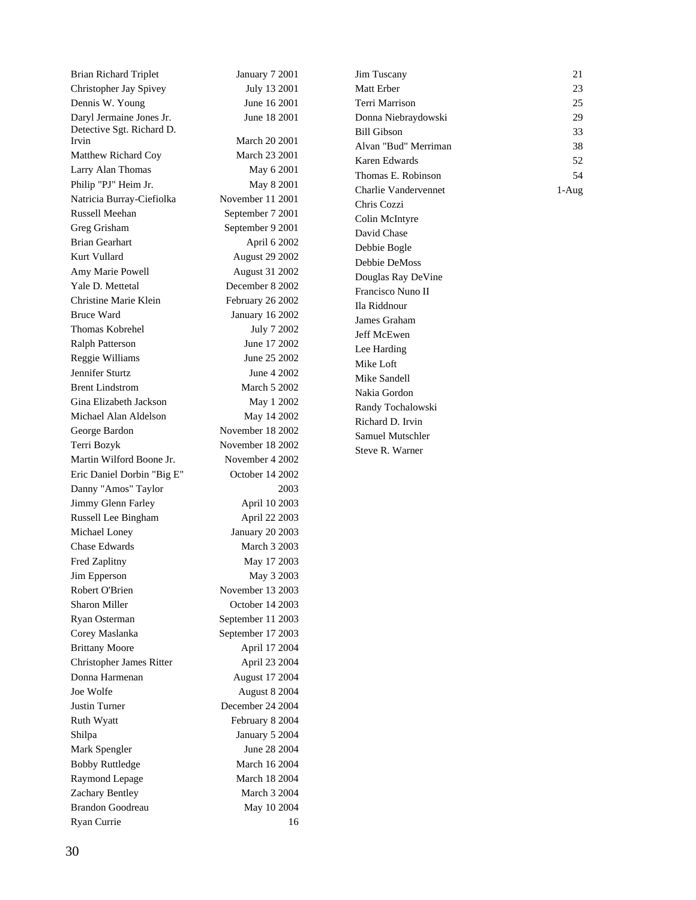| | |
|---|---|
| Brian Richard Triplet | January 7 2001 |
| Christopher Jay Spivey | July 13 2001 |
| Dennis W. Young | June 16 2001 |
| Daryl Jermaine Jones Jr. | June 18 2001 |
| Detective Sgt. Richard D. Irvin | March 20 2001 |
| Matthew Richard Coy | March 23 2001 |
| Larry Alan Thomas | May 6 2001 |
| Philip "PJ" Heim Jr. | May 8 2001 |
| Natricia Burray-Ciefiolka | November 11 2001 |
| Russell Meehan | September 7 2001 |
| Greg Grisham | September 9 2001 |
| Brian Gearhart | April 6 2002 |
| Kurt Vullard | August 29 2002 |
| Amy Marie Powell | August 31 2002 |
| Yale D. Mettetal | December 8 2002 |
| Christine Marie Klein | February 26 2002 |
| Bruce Ward | January 16 2002 |
| Thomas Kobrehel | July 7 2002 |
| Ralph Patterson | June 17 2002 |
| Reggie Williams | June 25 2002 |
| Jennifer Sturtz | June 4 2002 |
| Brent Lindstrom | March 5 2002 |
| Gina Elizabeth Jackson | May 1 2002 |
| Michael Alan Aldelson | May 14 2002 |
| George Bardon | November 18 2002 |
| Terri Bozyk | November 18 2002 |
| Martin Wilford Boone Jr. | November 4 2002 |
| Eric Daniel Dorbin "Big E" | October 14 2002 |
| Danny "Amos" Taylor | 2003 |
| Jimmy Glenn Farley | April 10 2003 |
| Russell Lee Bingham | April 22 2003 |
| Michael Loney | January 20 2003 |
| Chase Edwards | March 3 2003 |
| Fred Zaplitny | May 17 2003 |
| Jim Epperson | May 3 2003 |
| Robert O'Brien | November 13 2003 |
| Sharon Miller | October 14 2003 |
| Ryan Osterman | September 11 2003 |
| Corey Maslanka | September 17 2003 |
| Brittany Moore | April 17 2004 |
| Christopher James Ritter | April 23 2004 |
| Donna Harmenan | August 17 2004 |
| Joe Wolfe | August 8 2004 |
| Justin Turner | December 24 2004 |
| Ruth Wyatt | February 8 2004 |
| Shilpa | January 5 2004 |
| Mark Spengler | June 28 2004 |
| Bobby Ruttledge | March 16 2004 |
| Raymond Lepage | March 18 2004 |
| Zachary Bentley | March 3 2004 |
| Brandon Goodreau | May 10 2004 |
| Ryan Currie | 16 |
| Jim Tuscany | 21 |
| Matt Erber | 23 |
| Terri Marrison | 25 |
| Donna Niebraydowski | 29 |
| Bill Gibson | 33 |
| Alvan "Bud" Merriman | 38 |
| Karen Edwards | 52 |
| Thomas E. Robinson | 54 |
| Charlie Vandervennet | 1-Aug |
| Chris Cozzi | |
| Colin McIntyre | |
| David Chase | |
| Debbie Bogle | |
| Debbie DeMoss | |
| Douglas Ray DeVine | |
| Francisco Nuno II | |
| Ila Riddnour | |
| James Graham | |
| Jeff McEwen | |
| Lee Harding | |
| Mike Loft | |
| Mike Sandell | |
| Nakia Gordon | |
| Randy Tochalowski | |
| Richard D. Irvin | |
| Samuel Mutschler | |
| Steve R. Warner | |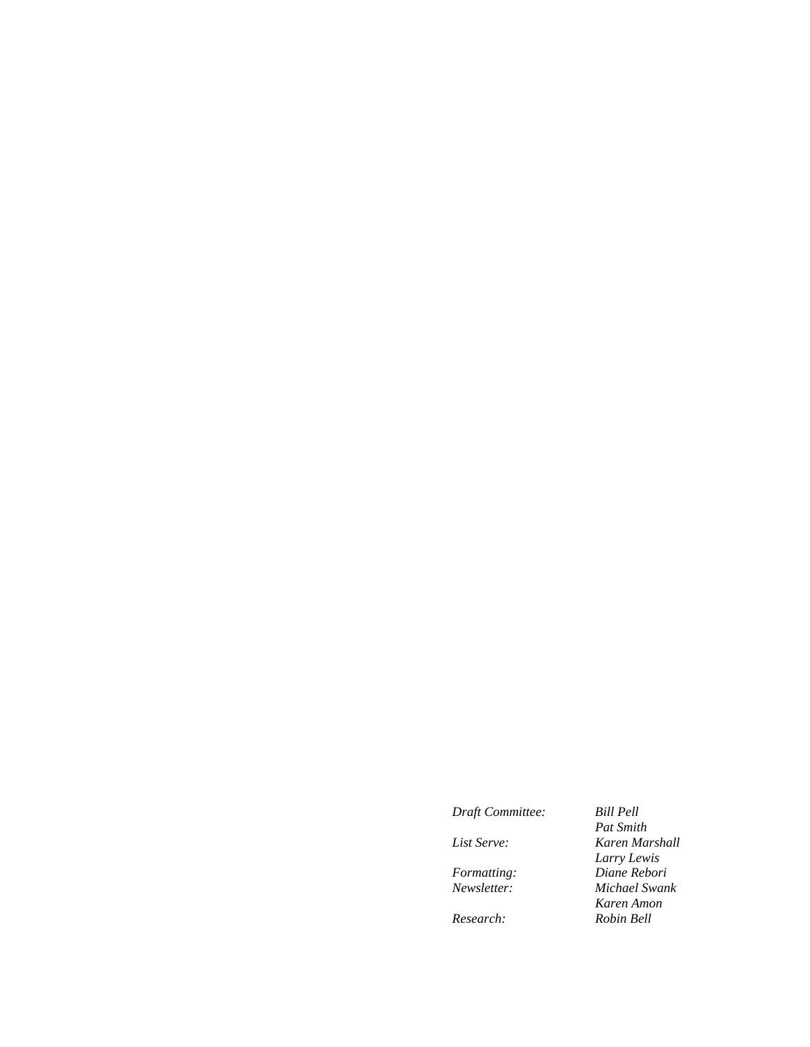| | |
|---|---|
| *Draft Committee:* | *Bill Pell* |
| | *Pat Smith* |
| *List Serve:* | *Karen Marshall* |
| | *Larry Lewis* |
| *Formatting:* | *Diane Rebori* |
| *Newsletter:* | *Michael Swank* |
| | *Karen Amon* |
| *Research:* | *Robin Bell* |